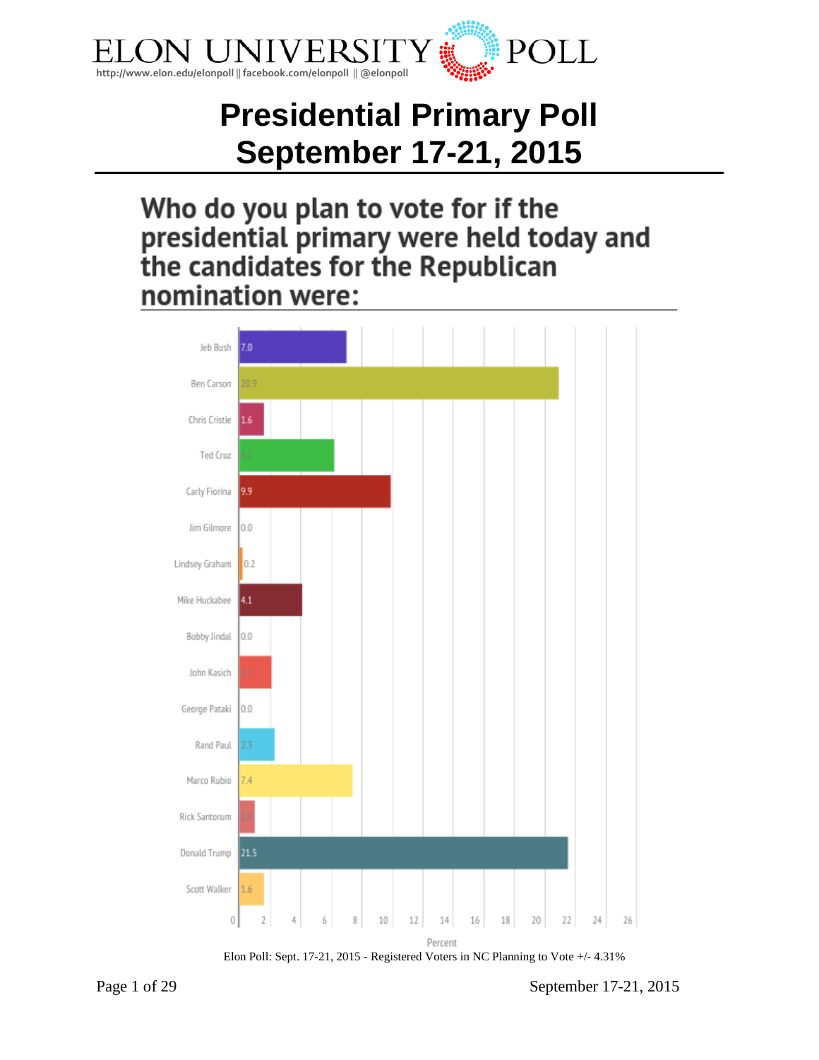# ELON UNIVERSITY POLL

http://www.elon.edu/elonpoll || facebook.com/elonpoll || @elonpoll

# Presidential Primary Poll
# September 17-21, 2015

## Who do you plan to vote for if the presidential primary were held today and the candidates for the Republican nomination were:

| Candidate | Percent |
|---|---|
| Jeb Bush | 7.0 |
| Ben Carson | 20.9 |
| Chris Cristie | 1.6 |
| Ted Cruz | 6.2 |
| Carly Fiorina | 9.9 |
| Jim Gilmore | 0.0 |
| Lindsey Graham | 0.2 |
| Mike Huckabee | 4.1 |
| Bobby Jindal | 0.0 |
| John Kasich | 2.1 |
| George Pataki | 0.0 |
| Rand Paul | 2.3 |
| Marco Rubio | 7.4 |
| Rick Santorum | 1.0 |
| Donald Trump | 21.5 |
| Scott Walker | 1.6 |

Elon Poll: Sept. 17-21, 2015 - Registered Voters in NC Planning to Vote +/- 4.31%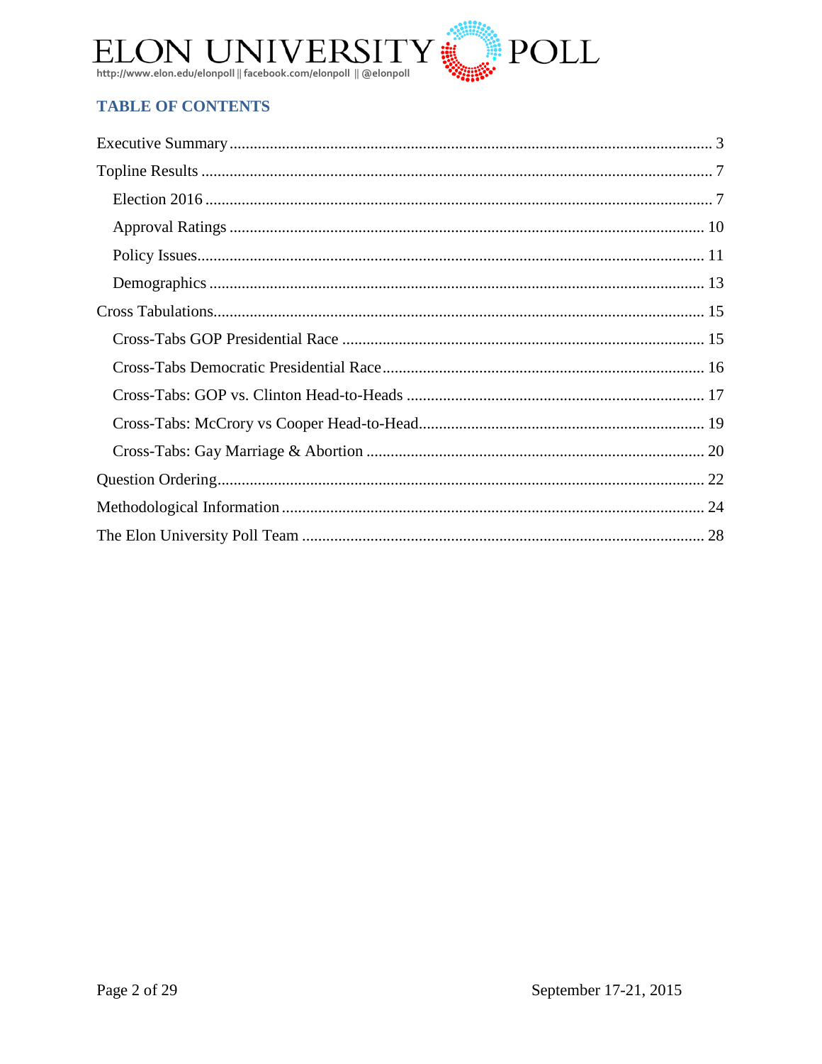## TABLE OF CONTENTS

Executive Summary ........................................ 3
Topline Results ........................................ 7
  Election 2016 ........................................ 7
  Approval Ratings ........................................ 10
  Policy Issues ........................................ 11
  Demographics ........................................ 13
Cross Tabulations ........................................ 15
  Cross-Tabs GOP Presidential Race ........................................ 15
  Cross-Tabs Democratic Presidential Race ........................................ 16
  Cross-Tabs: GOP vs. Clinton Head-to-Heads ........................................ 17
  Cross-Tabs: McCrory vs Cooper Head-to-Head ........................................ 19
  Cross-Tabs: Gay Marriage & Abortion ........................................ 20
Question Ordering ........................................ 22
Methodological Information ........................................ 24
The Elon University Poll Team ........................................ 28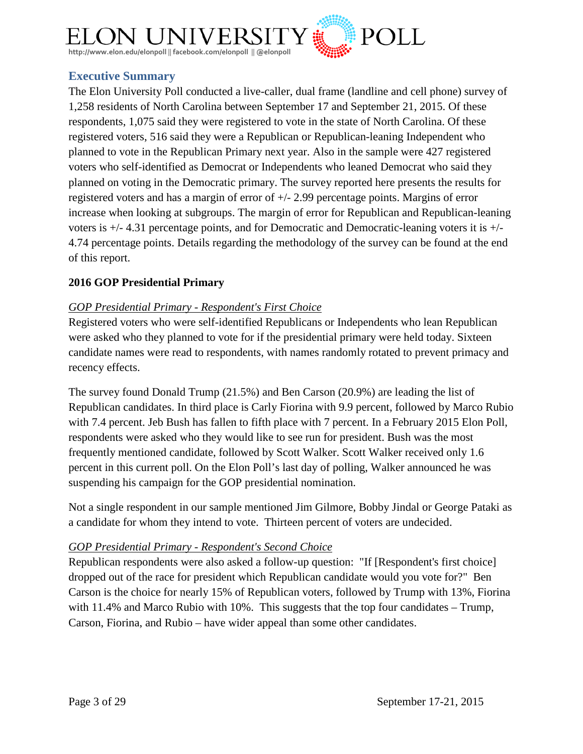## Executive Summary

The Elon University Poll conducted a live-caller, dual frame (landline and cell phone) survey of 1,258 residents of North Carolina between September 17 and September 21, 2015. Of these respondents, 1,075 said they were registered to vote in the state of North Carolina. Of these registered voters, 516 said they were a Republican or Republican-leaning Independent who planned to vote in the Republican Primary next year. Also in the sample were 427 registered voters who self-identified as Democrat or Independents who leaned Democrat who said they planned on voting in the Democratic primary. The survey reported here presents the results for registered voters and has a margin of error of +/- 2.99 percentage points. Margins of error increase when looking at subgroups. The margin of error for Republican and Republican-leaning voters is +/- 4.31 percentage points, and for Democratic and Democratic-leaning voters it is +/- 4.74 percentage points. Details regarding the methodology of the survey can be found at the end of this report.

### 2016 GOP Presidential Primary

*GOP Presidential Primary - Respondent's First Choice*

Registered voters who were self-identified Republicans or Independents who lean Republican were asked who they planned to vote for if the presidential primary were held today. Sixteen candidate names were read to respondents, with names randomly rotated to prevent primacy and recency effects.

The survey found Donald Trump (21.5%) and Ben Carson (20.9%) are leading the list of Republican candidates. In third place is Carly Fiorina with 9.9 percent, followed by Marco Rubio with 7.4 percent. Jeb Bush has fallen to fifth place with 7 percent. In a February 2015 Elon Poll, respondents were asked who they would like to see run for president. Bush was the most frequently mentioned candidate, followed by Scott Walker. Scott Walker received only 1.6 percent in this current poll. On the Elon Poll's last day of polling, Walker announced he was suspending his campaign for the GOP presidential nomination.

Not a single respondent in our sample mentioned Jim Gilmore, Bobby Jindal or George Pataki as a candidate for whom they intend to vote. Thirteen percent of voters are undecided.

*GOP Presidential Primary - Respondent's Second Choice*

Republican respondents were also asked a follow-up question: "If [Respondent's first choice] dropped out of the race for president which Republican candidate would you vote for?" Ben Carson is the choice for nearly 15% of Republican voters, followed by Trump with 13%, Fiorina with 11.4% and Marco Rubio with 10%. This suggests that the top four candidates – Trump, Carson, Fiorina, and Rubio – have wider appeal than some other candidates.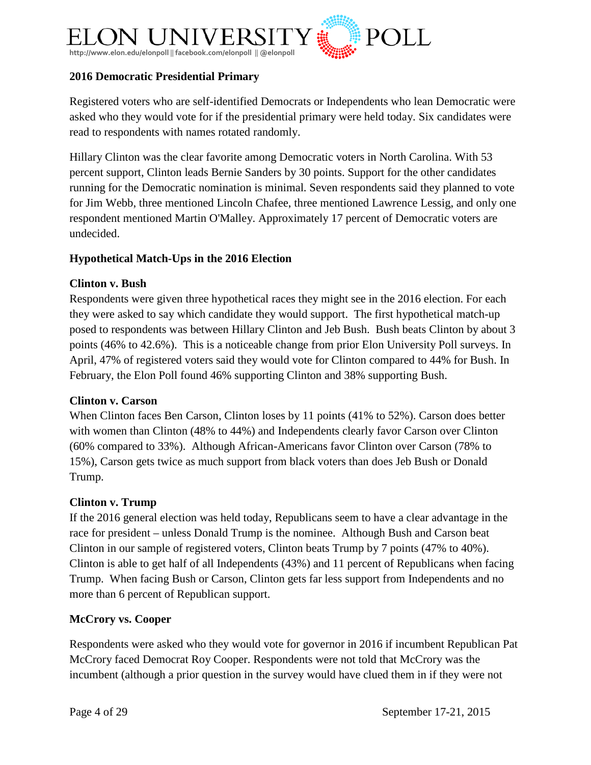**2016 Democratic Presidential Primary**

Registered voters who are self-identified Democrats or Independents who lean Democratic were asked who they would vote for if the presidential primary were held today. Six candidates were read to respondents with names rotated randomly.

Hillary Clinton was the clear favorite among Democratic voters in North Carolina. With 53 percent support, Clinton leads Bernie Sanders by 30 points. Support for the other candidates running for the Democratic nomination is minimal. Seven respondents said they planned to vote for Jim Webb, three mentioned Lincoln Chafee, three mentioned Lawrence Lessig, and only one respondent mentioned Martin O'Malley. Approximately 17 percent of Democratic voters are undecided.

**Hypothetical Match-Ups in the 2016 Election**

**Clinton v. Bush**

Respondents were given three hypothetical races they might see in the 2016 election. For each they were asked to say which candidate they would support. The first hypothetical match-up posed to respondents was between Hillary Clinton and Jeb Bush. Bush beats Clinton by about 3 points (46% to 42.6%). This is a noticeable change from prior Elon University Poll surveys. In April, 47% of registered voters said they would vote for Clinton compared to 44% for Bush. In February, the Elon Poll found 46% supporting Clinton and 38% supporting Bush.

**Clinton v. Carson**

When Clinton faces Ben Carson, Clinton loses by 11 points (41% to 52%). Carson does better with women than Clinton (48% to 44%) and Independents clearly favor Carson over Clinton (60% compared to 33%). Although African-Americans favor Clinton over Carson (78% to 15%), Carson gets twice as much support from black voters than does Jeb Bush or Donald Trump.

**Clinton v. Trump**

If the 2016 general election was held today, Republicans seem to have a clear advantage in the race for president – unless Donald Trump is the nominee. Although Bush and Carson beat Clinton in our sample of registered voters, Clinton beats Trump by 7 points (47% to 40%). Clinton is able to get half of all Independents (43%) and 11 percent of Republicans when facing Trump. When facing Bush or Carson, Clinton gets far less support from Independents and no more than 6 percent of Republican support.

**McCrory vs. Cooper**

Respondents were asked who they would vote for governor in 2016 if incumbent Republican Pat McCrory faced Democrat Roy Cooper. Respondents were not told that McCrory was the incumbent (although a prior question in the survey would have clued them in if they were not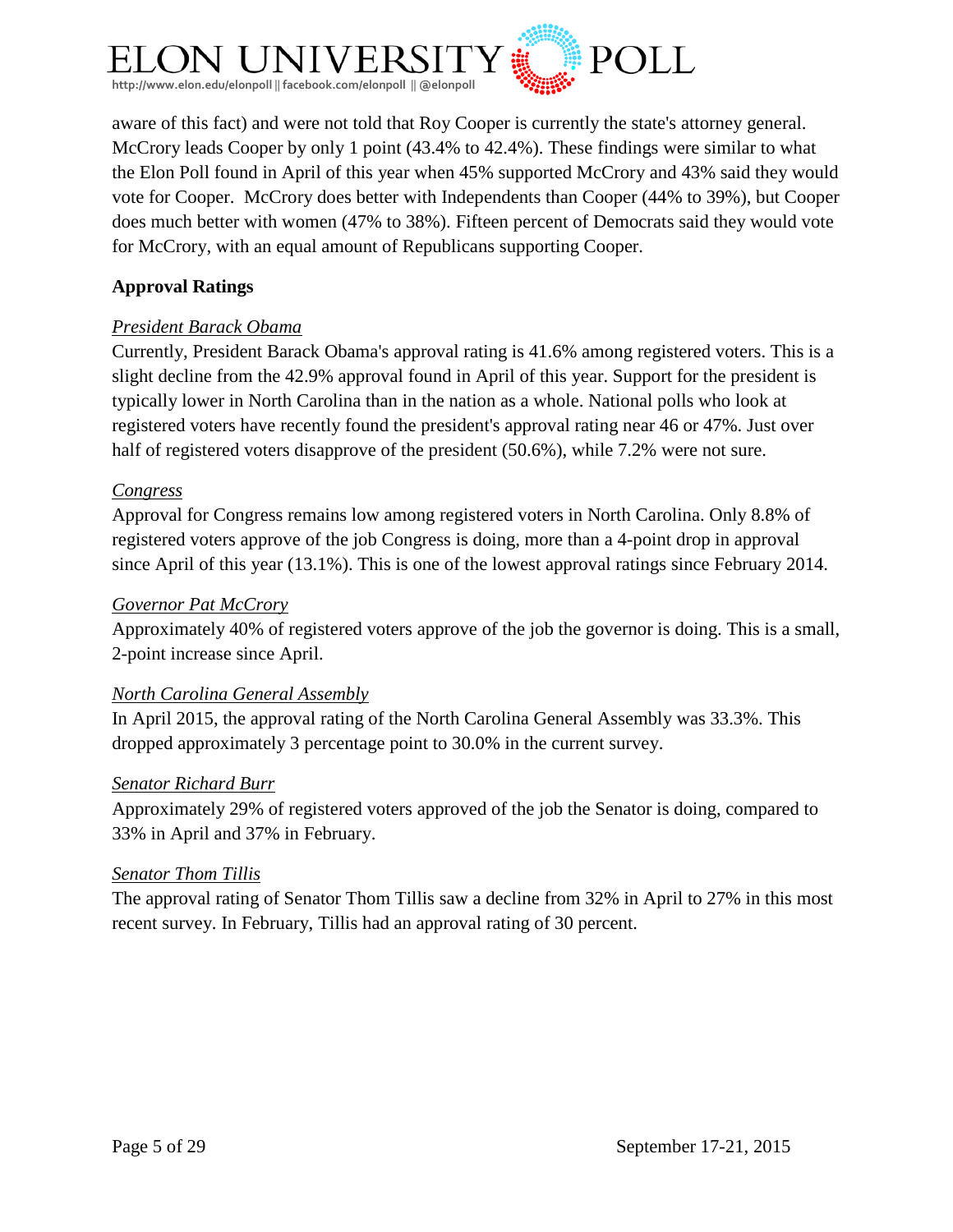aware of this fact) and were not told that Roy Cooper is currently the state's attorney general. McCrory leads Cooper by only 1 point (43.4% to 42.4%). These findings were similar to what the Elon Poll found in April of this year when 45% supported McCrory and 43% said they would vote for Cooper. McCrory does better with Independents than Cooper (44% to 39%), but Cooper does much better with women (47% to 38%). Fifteen percent of Democrats said they would vote for McCrory, with an equal amount of Republicans supporting Cooper.

**Approval Ratings**

*President Barack Obama*

Currently, President Barack Obama's approval rating is 41.6% among registered voters. This is a slight decline from the 42.9% approval found in April of this year. Support for the president is typically lower in North Carolina than in the nation as a whole. National polls who look at registered voters have recently found the president's approval rating near 46 or 47%. Just over half of registered voters disapprove of the president (50.6%), while 7.2% were not sure.

*Congress*

Approval for Congress remains low among registered voters in North Carolina. Only 8.8% of registered voters approve of the job Congress is doing, more than a 4-point drop in approval since April of this year (13.1%). This is one of the lowest approval ratings since February 2014.

*Governor Pat McCrory*

Approximately 40% of registered voters approve of the job the governor is doing. This is a small, 2-point increase since April.

*North Carolina General Assembly*

In April 2015, the approval rating of the North Carolina General Assembly was 33.3%. This dropped approximately 3 percentage point to 30.0% in the current survey.

*Senator Richard Burr*

Approximately 29% of registered voters approved of the job the Senator is doing, compared to 33% in April and 37% in February.

*Senator Thom Tillis*

The approval rating of Senator Thom Tillis saw a decline from 32% in April to 27% in this most recent survey. In February, Tillis had an approval rating of 30 percent.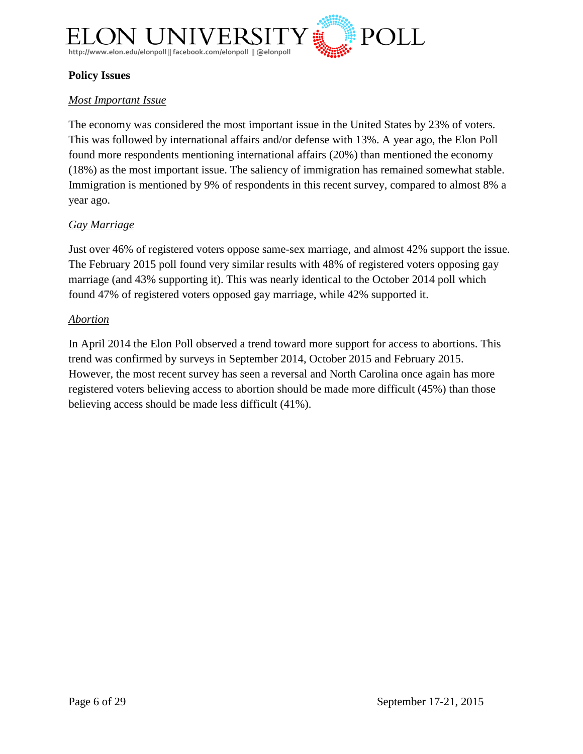## Policy Issues

### *Most Important Issue*

The economy was considered the most important issue in the United States by 23% of voters. This was followed by international affairs and/or defense with 13%. A year ago, the Elon Poll found more respondents mentioning international affairs (20%) than mentioned the economy (18%) as the most important issue. The saliency of immigration has remained somewhat stable. Immigration is mentioned by 9% of respondents in this recent survey, compared to almost 8% a year ago.

### *Gay Marriage*

Just over 46% of registered voters oppose same-sex marriage, and almost 42% support the issue. The February 2015 poll found very similar results with 48% of registered voters opposing gay marriage (and 43% supporting it). This was nearly identical to the October 2014 poll which found 47% of registered voters opposed gay marriage, while 42% supported it.

### *Abortion*

In April 2014 the Elon Poll observed a trend toward more support for access to abortions. This trend was confirmed by surveys in September 2014, October 2015 and February 2015. However, the most recent survey has seen a reversal and North Carolina once again has more registered voters believing access to abortion should be made more difficult (45%) than those believing access should be made less difficult (41%).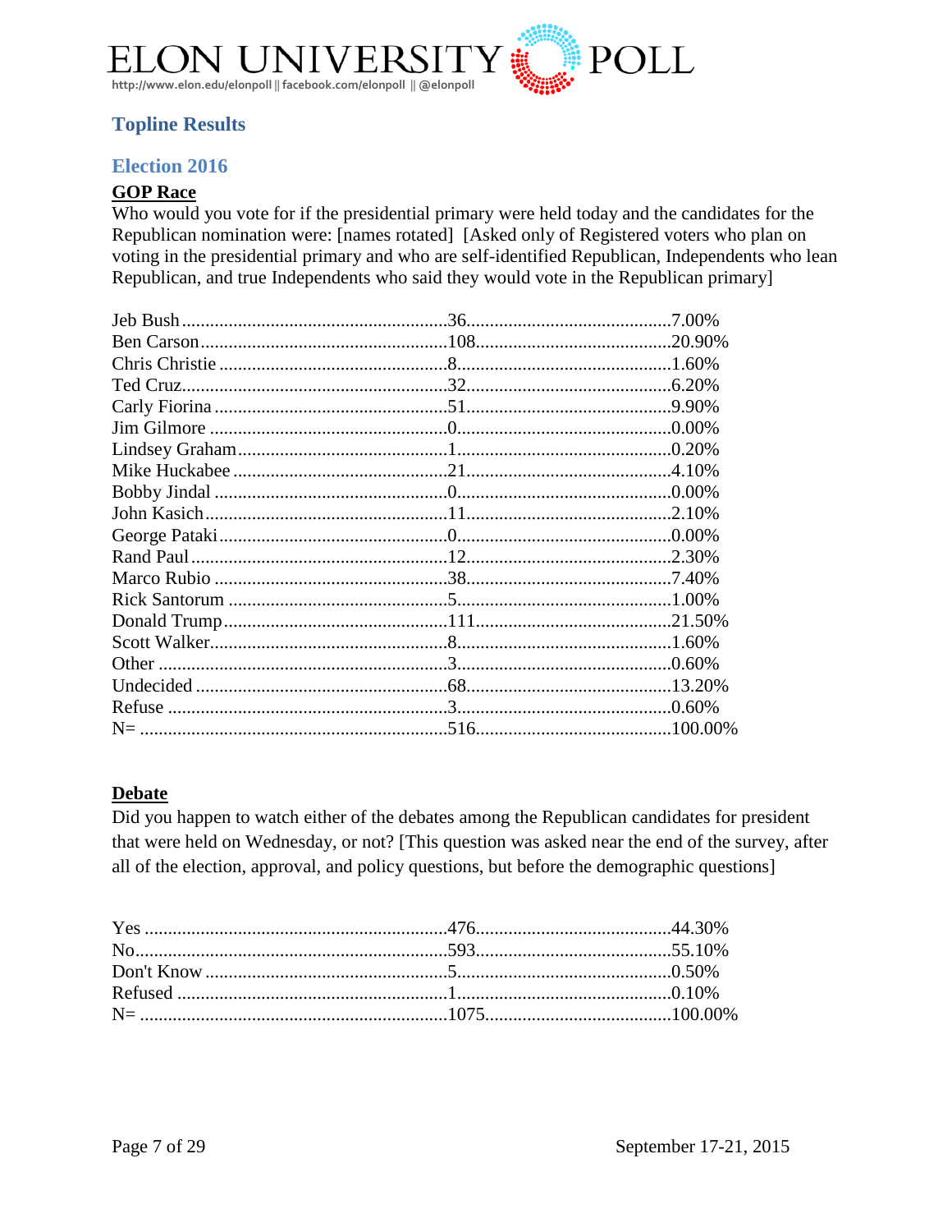## Topline Results

### Election 2016

**GOP Race**

Who would you vote for if the presidential primary were held today and the candidates for the Republican nomination were: [names rotated] [Asked only of Registered voters who plan on voting in the presidential primary and who are self-identified Republican, Independents who lean Republican, and true Independents who said they would vote in the Republican primary]

| Candidate | Count | Percent |
|---|---|---|
| Jeb Bush | 36 | 7.00% |
| Ben Carson | 108 | 20.90% |
| Chris Christie | 8 | 1.60% |
| Ted Cruz | 32 | 6.20% |
| Carly Fiorina | 51 | 9.90% |
| Jim Gilmore | 0 | 0.00% |
| Lindsey Graham | 1 | 0.20% |
| Mike Huckabee | 21 | 4.10% |
| Bobby Jindal | 0 | 0.00% |
| John Kasich | 11 | 2.10% |
| George Pataki | 0 | 0.00% |
| Rand Paul | 12 | 2.30% |
| Marco Rubio | 38 | 7.40% |
| Rick Santorum | 5 | 1.00% |
| Donald Trump | 111 | 21.50% |
| Scott Walker | 8 | 1.60% |
| Other | 3 | 0.60% |
| Undecided | 68 | 13.20% |
| Refuse | 3 | 0.60% |
| N= | 516 | 100.00% |

**Debate**

Did you happen to watch either of the debates among the Republican candidates for president that were held on Wednesday, or not? [This question was asked near the end of the survey, after all of the election, approval, and policy questions, but before the demographic questions]

| Response | Count | Percent |
|---|---|---|
| Yes | 476 | 44.30% |
| No | 593 | 55.10% |
| Don't Know | 5 | 0.50% |
| Refused | 1 | 0.10% |
| N= | 1075 | 100.00% |

September 17-21, 2015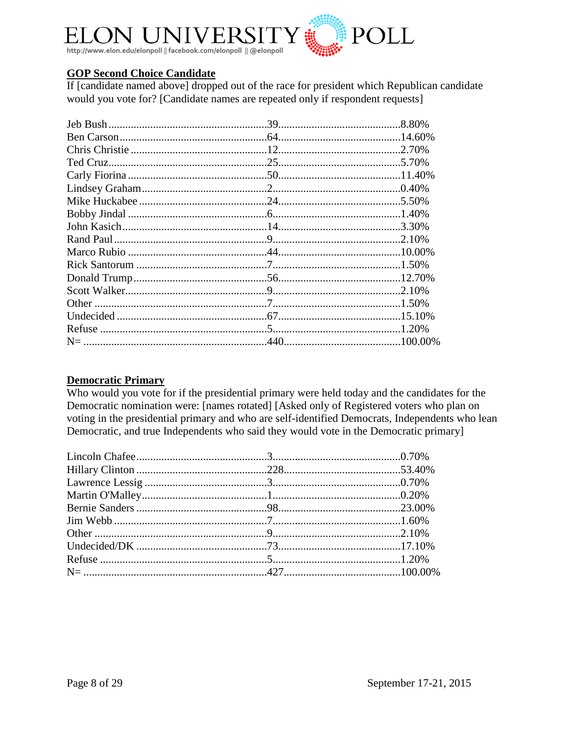**GOP Second Choice Candidate**

If [candidate named above] dropped out of the race for president which Republican candidate would you vote for? [Candidate names are repeated only if respondent requests]

| | | |
|---|---|---|
| Jeb Bush | 39 | 8.80% |
| Ben Carson | 64 | 14.60% |
| Chris Christie | 12 | 2.70% |
| Ted Cruz | 25 | 5.70% |
| Carly Fiorina | 50 | 11.40% |
| Lindsey Graham | 2 | 0.40% |
| Mike Huckabee | 24 | 5.50% |
| Bobby Jindal | 6 | 1.40% |
| John Kasich | 14 | 3.30% |
| Rand Paul | 9 | 2.10% |
| Marco Rubio | 44 | 10.00% |
| Rick Santorum | 7 | 1.50% |
| Donald Trump | 56 | 12.70% |
| Scott Walker | 9 | 2.10% |
| Other | 7 | 1.50% |
| Undecided | 67 | 15.10% |
| Refuse | 5 | 1.20% |
| N= | 440 | 100.00% |

**Democratic Primary**

Who would you vote for if the presidential primary were held today and the candidates for the Democratic nomination were: [names rotated] [Asked only of Registered voters who plan on voting in the presidential primary and who are self-identified Democrats, Independents who lean Democratic, and true Independents who said they would vote in the Democratic primary]

| | | |
|---|---|---|
| Lincoln Chafee | 3 | 0.70% |
| Hillary Clinton | 228 | 53.40% |
| Lawrence Lessig | 3 | 0.70% |
| Martin O'Malley | 1 | 0.20% |
| Bernie Sanders | 98 | 23.00% |
| Jim Webb | 7 | 1.60% |
| Other | 9 | 2.10% |
| Undecided/DK | 73 | 17.10% |
| Refuse | 5 | 1.20% |
| N= | 427 | 100.00% |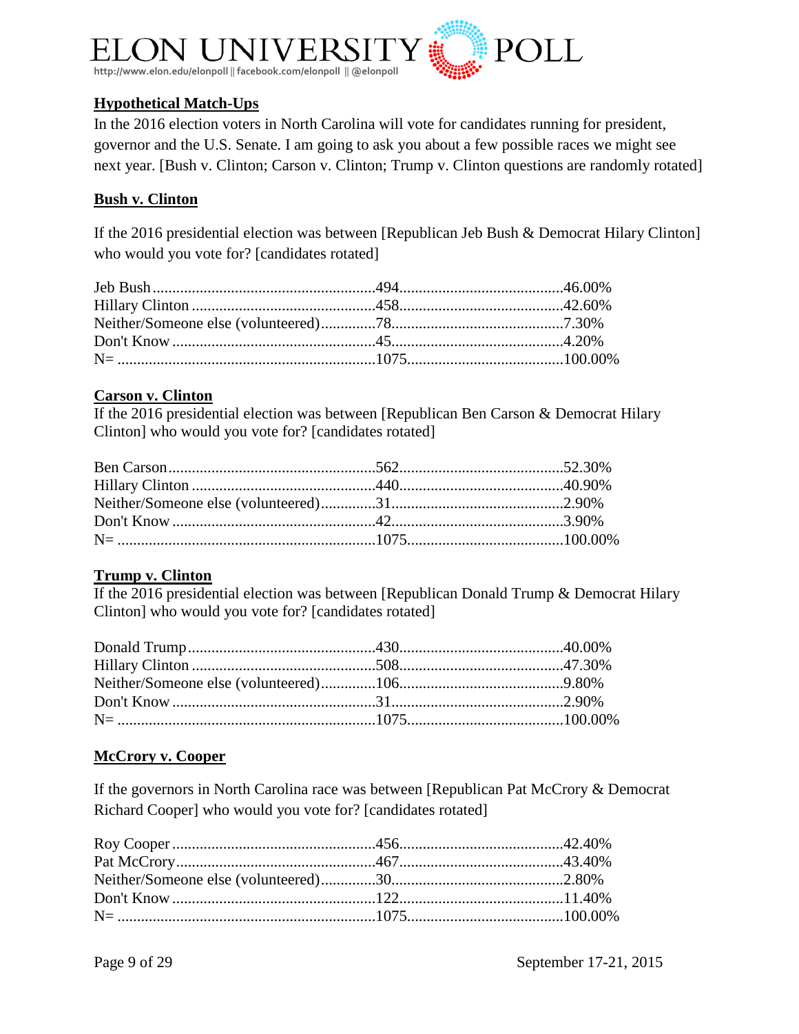## Hypothetical Match-Ups

In the 2016 election voters in North Carolina will vote for candidates running for president, governor and the U.S. Senate. I am going to ask you about a few possible races we might see next year. [Bush v. Clinton; Carson v. Clinton; Trump v. Clinton questions are randomly rotated]

### Bush v. Clinton

If the 2016 presidential election was between [Republican Jeb Bush & Democrat Hilary Clinton] who would you vote for? [candidates rotated]

| | | |
|---|---|---|
| Jeb Bush | 494 | 46.00% |
| Hillary Clinton | 458 | 42.60% |
| Neither/Someone else (volunteered) | 78 | 7.30% |
| Don't Know | 45 | 4.20% |
| N= | 1075 | 100.00% |

### Carson v. Clinton

If the 2016 presidential election was between [Republican Ben Carson & Democrat Hilary Clinton] who would you vote for? [candidates rotated]

| | | |
|---|---|---|
| Ben Carson | 562 | 52.30% |
| Hillary Clinton | 440 | 40.90% |
| Neither/Someone else (volunteered) | 31 | 2.90% |
| Don't Know | 42 | 3.90% |
| N= | 1075 | 100.00% |

### Trump v. Clinton

If the 2016 presidential election was between [Republican Donald Trump & Democrat Hilary Clinton] who would you vote for? [candidates rotated]

| | | |
|---|---|---|
| Donald Trump | 430 | 40.00% |
| Hillary Clinton | 508 | 47.30% |
| Neither/Someone else (volunteered) | 106 | 9.80% |
| Don't Know | 31 | 2.90% |
| N= | 1075 | 100.00% |

### McCrory v. Cooper

If the governors in North Carolina race was between [Republican Pat McCrory & Democrat Richard Cooper] who would you vote for? [candidates rotated]

| | | |
|---|---|---|
| Roy Cooper | 456 | 42.40% |
| Pat McCrory | 467 | 43.40% |
| Neither/Someone else (volunteered) | 30 | 2.80% |
| Don't Know | 122 | 11.40% |
| N= | 1075 | 100.00% |

September 17-21, 2015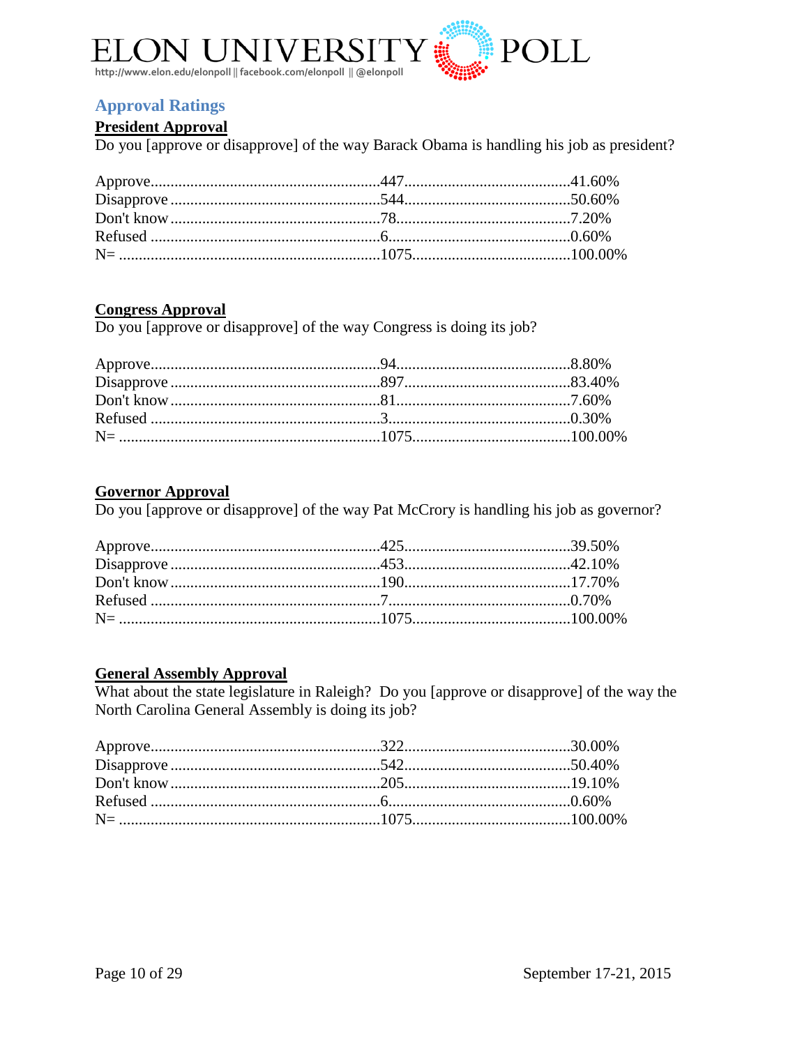## Approval Ratings

### President Approval

Do you [approve or disapprove] of the way Barack Obama is handling his job as president?

| Response | Count | Percent |
|---|---|---|
| Approve | 447 | 41.60% |
| Disapprove | 544 | 50.60% |
| Don't know | 78 | 7.20% |
| Refused | 6 | 0.60% |
| N= | 1075 | 100.00% |

### Congress Approval

Do you [approve or disapprove] of the way Congress is doing its job?

| Response | Count | Percent |
|---|---|---|
| Approve | 94 | 8.80% |
| Disapprove | 897 | 83.40% |
| Don't know | 81 | 7.60% |
| Refused | 3 | 0.30% |
| N= | 1075 | 100.00% |

### Governor Approval

Do you [approve or disapprove] of the way Pat McCrory is handling his job as governor?

| Response | Count | Percent |
|---|---|---|
| Approve | 425 | 39.50% |
| Disapprove | 453 | 42.10% |
| Don't know | 190 | 17.70% |
| Refused | 7 | 0.70% |
| N= | 1075 | 100.00% |

### General Assembly Approval

What about the state legislature in Raleigh? Do you [approve or disapprove] of the way the North Carolina General Assembly is doing its job?

| Response | Count | Percent |
|---|---|---|
| Approve | 322 | 30.00% |
| Disapprove | 542 | 50.40% |
| Don't know | 205 | 19.10% |
| Refused | 6 | 0.60% |
| N= | 1075 | 100.00% |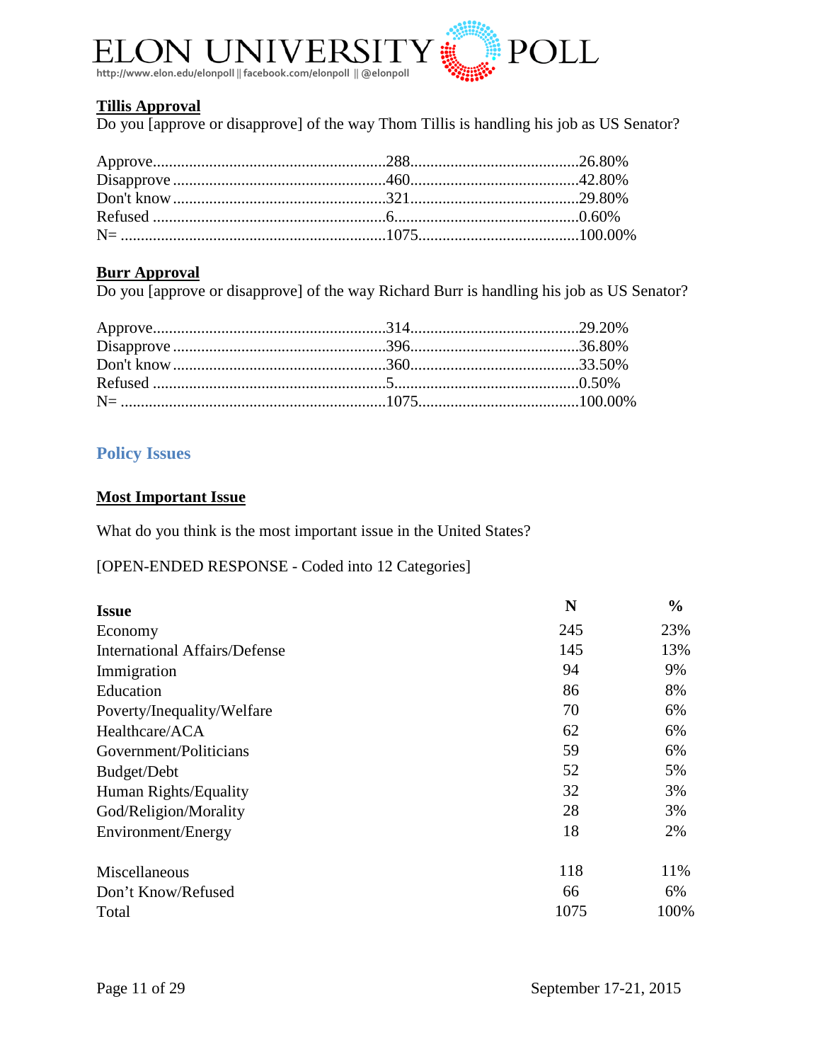### Tillis Approval

Do you [approve or disapprove] of the way Thom Tillis is handling his job as US Senator?

| | | |
|---|---|---|
| Approve | 288 | 26.80% |
| Disapprove | 460 | 42.80% |
| Don't know | 321 | 29.80% |
| Refused | 6 | 0.60% |
| N= | 1075 | 100.00% |

### Burr Approval

Do you [approve or disapprove] of the way Richard Burr is handling his job as US Senator?

| | | |
|---|---|---|
| Approve | 314 | 29.20% |
| Disapprove | 396 | 36.80% |
| Don't know | 360 | 33.50% |
| Refused | 5 | 0.50% |
| N= | 1075 | 100.00% |

## Policy Issues

### Most Important Issue

What do you think is the most important issue in the United States?

[OPEN-ENDED RESPONSE - Coded into 12 Categories]

| Issue | N | % |
|---|---|---|
| Economy | 245 | 23% |
| International Affairs/Defense | 145 | 13% |
| Immigration | 94 | 9% |
| Education | 86 | 8% |
| Poverty/Inequality/Welfare | 70 | 6% |
| Healthcare/ACA | 62 | 6% |
| Government/Politicians | 59 | 6% |
| Budget/Debt | 52 | 5% |
| Human Rights/Equality | 32 | 3% |
| God/Religion/Morality | 28 | 3% |
| Environment/Energy | 18 | 2% |
| Miscellaneous | 118 | 11% |
| Don't Know/Refused | 66 | 6% |
| Total | 1075 | 100% |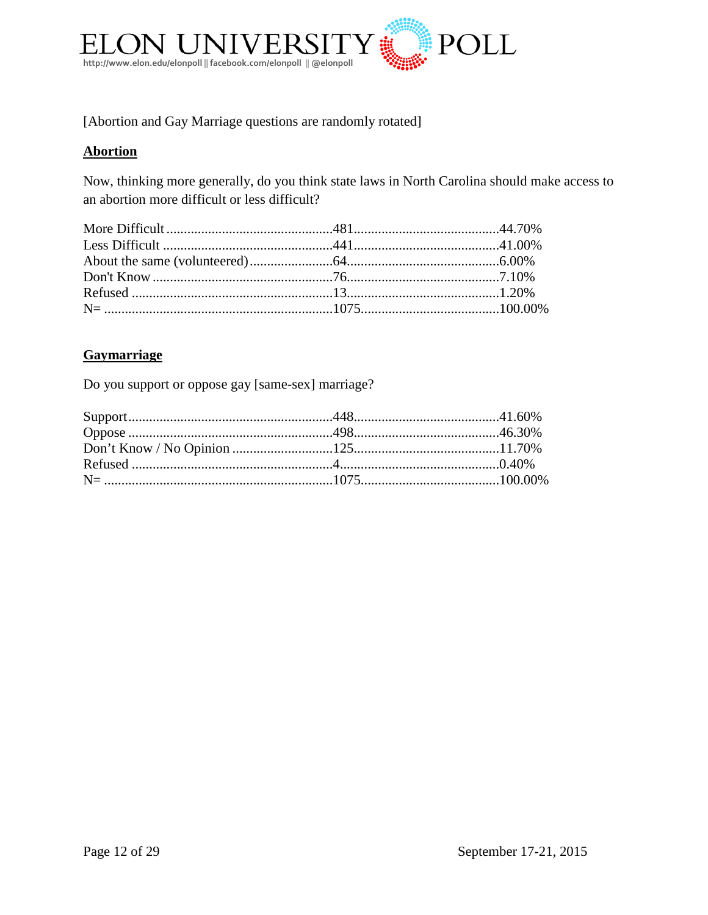[Abortion and Gay Marriage questions are randomly rotated]

## Abortion

Now, thinking more generally, do you think state laws in North Carolina should make access to an abortion more difficult or less difficult?

| Response | N | % |
|---|---|---|
| More Difficult | 481 | 44.70% |
| Less Difficult | 441 | 41.00% |
| About the same (volunteered) | 64 | 6.00% |
| Don't Know | 76 | 7.10% |
| Refused | 13 | 1.20% |
| N= | 1075 | 100.00% |

## Gaymarriage

Do you support or oppose gay [same-sex] marriage?

| Response | N | % |
|---|---|---|
| Support | 448 | 41.60% |
| Oppose | 498 | 46.30% |
| Don't Know / No Opinion | 125 | 11.70% |
| Refused | 4 | 0.40% |
| N= | 1075 | 100.00% |

September 17-21, 2015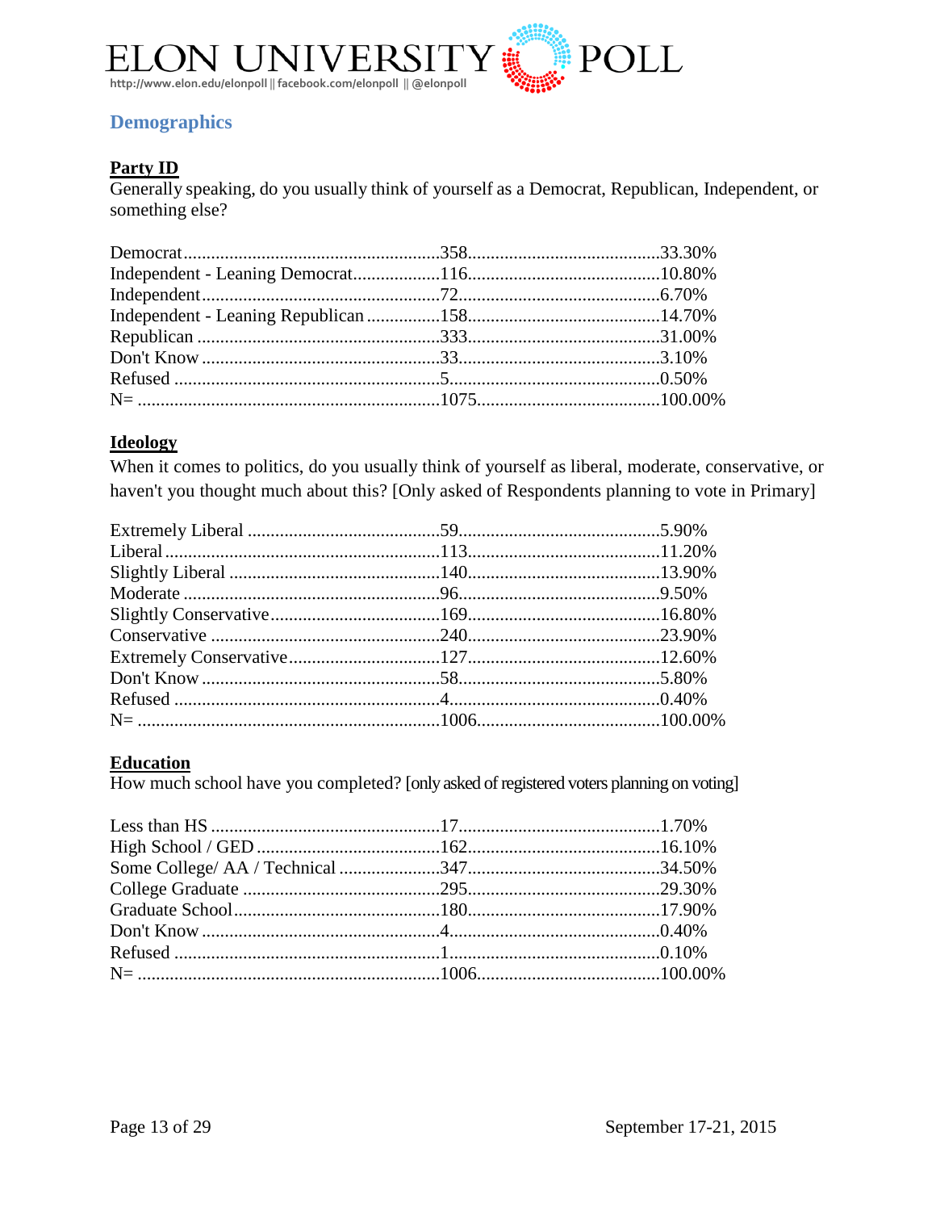## Demographics

### Party ID

Generally speaking, do you usually think of yourself as a Democrat, Republican, Independent, or something else?

| Response | Count | Percent |
|---|---|---|
| Democrat | 358 | 33.30% |
| Independent - Leaning Democrat | 116 | 10.80% |
| Independent | 72 | 6.70% |
| Independent - Leaning Republican | 158 | 14.70% |
| Republican | 333 | 31.00% |
| Don't Know | 33 | 3.10% |
| Refused | 5 | 0.50% |
| N= | 1075 | 100.00% |

### Ideology

When it comes to politics, do you usually think of yourself as liberal, moderate, conservative, or haven't you thought much about this? [Only asked of Respondents planning to vote in Primary]

| Response | Count | Percent |
|---|---|---|
| Extremely Liberal | 59 | 5.90% |
| Liberal | 113 | 11.20% |
| Slightly Liberal | 140 | 13.90% |
| Moderate | 96 | 9.50% |
| Slightly Conservative | 169 | 16.80% |
| Conservative | 240 | 23.90% |
| Extremely Conservative | 127 | 12.60% |
| Don't Know | 58 | 5.80% |
| Refused | 4 | 0.40% |
| N= | 1006 | 100.00% |

### Education

How much school have you completed? [only asked of registered voters planning on voting]

| Response | Count | Percent |
|---|---|---|
| Less than HS | 17 | 1.70% |
| High School / GED | 162 | 16.10% |
| Some College/ AA / Technical | 347 | 34.50% |
| College Graduate | 295 | 29.30% |
| Graduate School | 180 | 17.90% |
| Don't Know | 4 | 0.40% |
| Refused | 1 | 0.10% |
| N= | 1006 | 100.00% |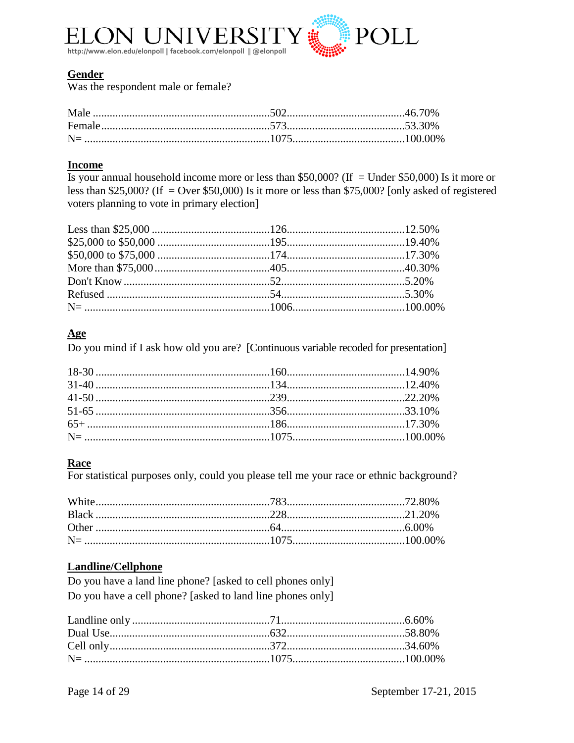**Gender**

Was the respondent male or female?

| | | |
|---|---|---|
| Male | 502 | 46.70% |
| Female | 573 | 53.30% |
| N= | 1075 | 100.00% |

**Income**

Is your annual household income more or less than $50,000? (If = Under $50,000) Is it more or less than $25,000? (If = Over $50,000) Is it more or less than $75,000? [only asked of registered voters planning to vote in primary election]

| | | |
|---|---|---|
| Less than $25,000 | 126 | 12.50% |
| $25,000 to $50,000 | 195 | 19.40% |
| $50,000 to $75,000 | 174 | 17.30% |
| More than $75,000 | 405 | 40.30% |
| Don't Know | 52 | 5.20% |
| Refused | 54 | 5.30% |
| N= | 1006 | 100.00% |

**Age**

Do you mind if I ask how old you are? [Continuous variable recoded for presentation]

| | | |
|---|---|---|
| 18-30 | 160 | 14.90% |
| 31-40 | 134 | 12.40% |
| 41-50 | 239 | 22.20% |
| 51-65 | 356 | 33.10% |
| 65+ | 186 | 17.30% |
| N= | 1075 | 100.00% |

**Race**

For statistical purposes only, could you please tell me your race or ethnic background?

| | | |
|---|---|---|
| White | 783 | 72.80% |
| Black | 228 | 21.20% |
| Other | 64 | 6.00% |
| N= | 1075 | 100.00% |

**Landline/Cellphone**

Do you have a land line phone? [asked to cell phones only]

Do you have a cell phone? [asked to land line phones only]

| | | |
|---|---|---|
| Landline only | 71 | 6.60% |
| Dual Use | 632 | 58.80% |
| Cell only | 372 | 34.60% |
| N= | 1075 | 100.00% |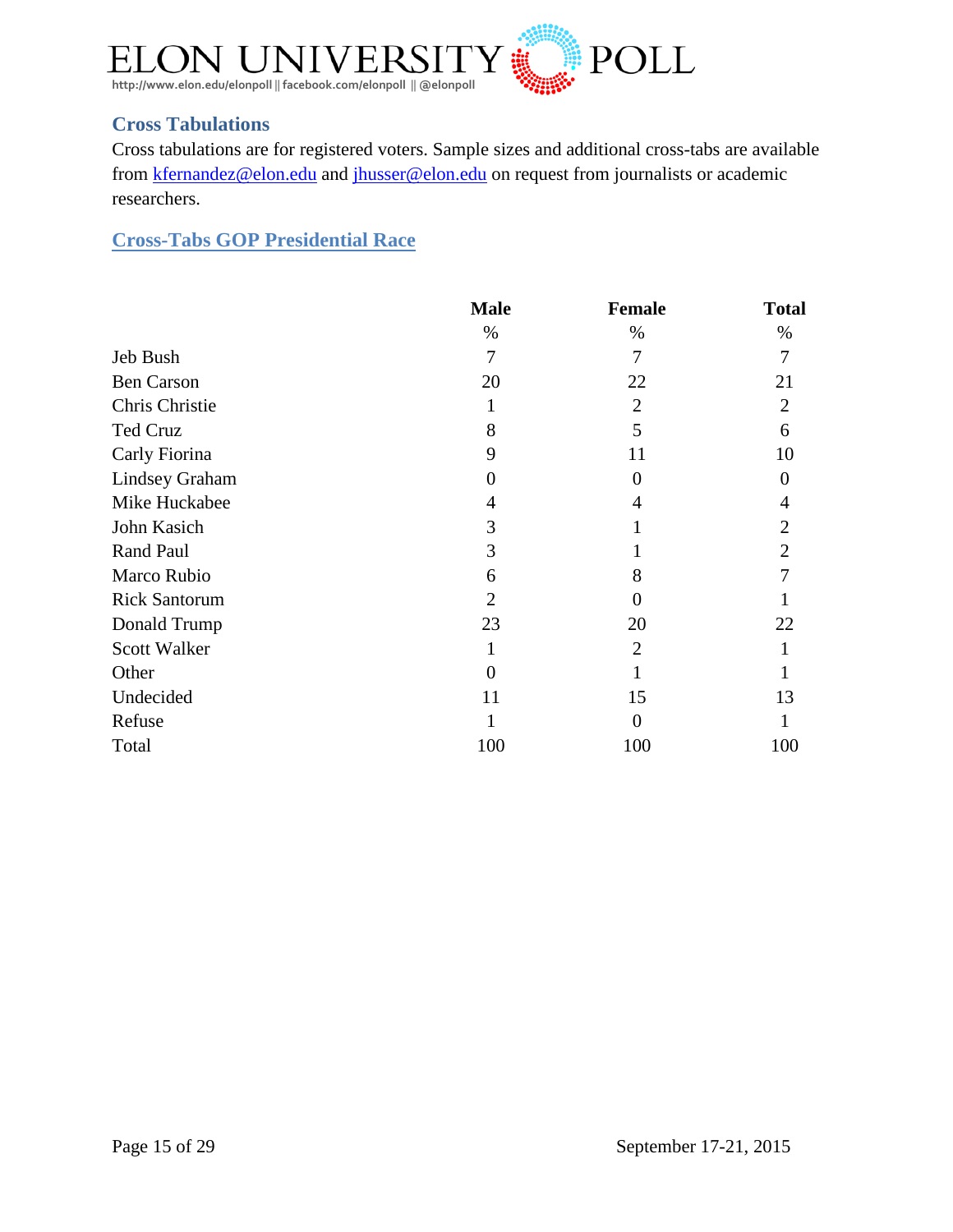## Cross Tabulations

Cross tabulations are for registered voters. Sample sizes and additional cross-tabs are available from kfernandez@elon.edu and jhusser@elon.edu on request from journalists or academic researchers.

### Cross-Tabs GOP Presidential Race

| | Male | Female | Total |
|---|---|---|---|
| | % | % | % |
| Jeb Bush | 7 | 7 | 7 |
| Ben Carson | 20 | 22 | 21 |
| Chris Christie | 1 | 2 | 2 |
| Ted Cruz | 8 | 5 | 6 |
| Carly Fiorina | 9 | 11 | 10 |
| Lindsey Graham | 0 | 0 | 0 |
| Mike Huckabee | 4 | 4 | 4 |
| John Kasich | 3 | 1 | 2 |
| Rand Paul | 3 | 1 | 2 |
| Marco Rubio | 6 | 8 | 7 |
| Rick Santorum | 2 | 0 | 1 |
| Donald Trump | 23 | 20 | 22 |
| Scott Walker | 1 | 2 | 1 |
| Other | 0 | 1 | 1 |
| Undecided | 11 | 15 | 13 |
| Refuse | 1 | 0 | 1 |
| Total | 100 | 100 | 100 |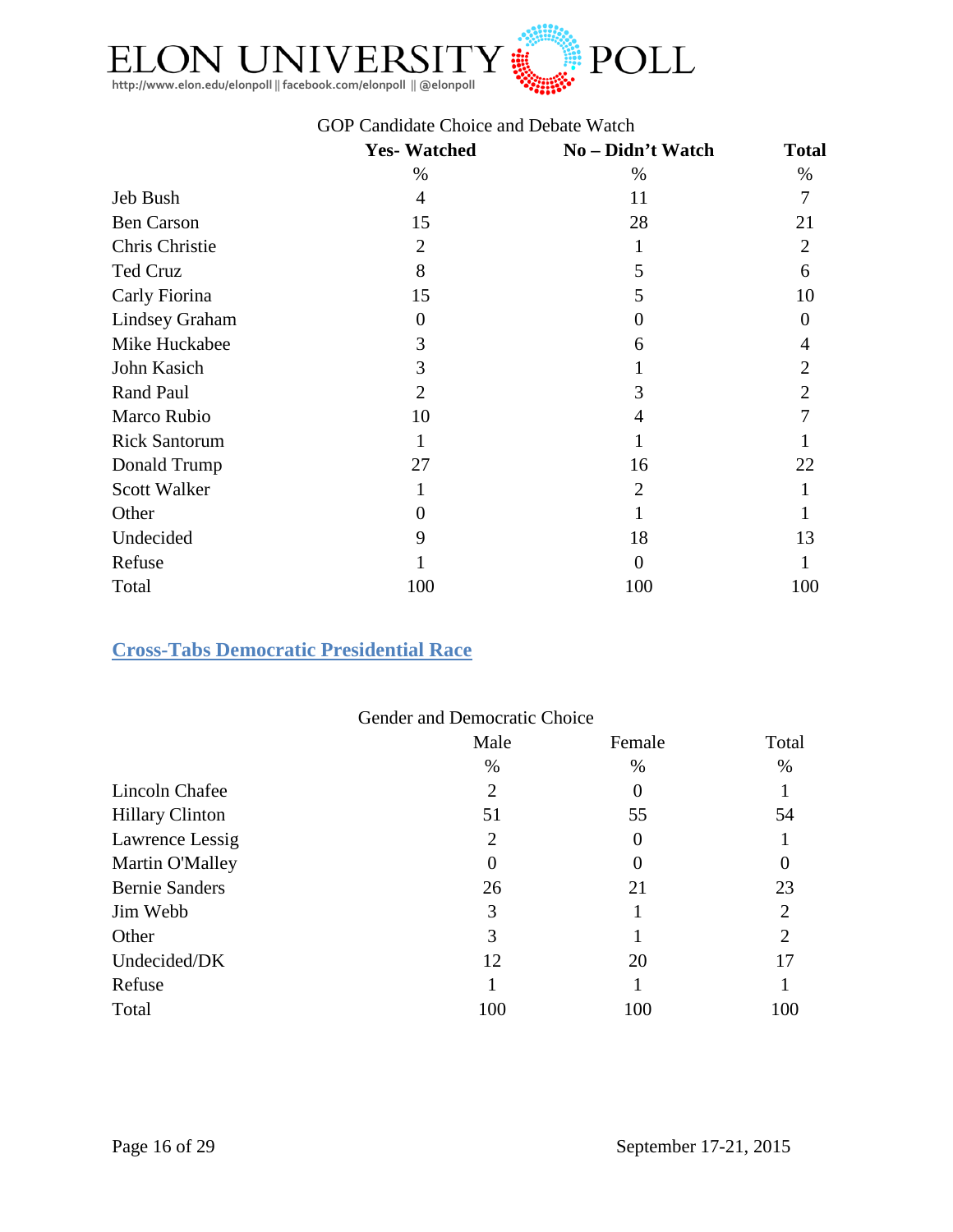GOP Candidate Choice and Debate Watch

| | Yes- Watched | No – Didn't Watch | Total |
|---|---|---|---|
| | % | % | % |
| Jeb Bush | 4 | 11 | 7 |
| Ben Carson | 15 | 28 | 21 |
| Chris Christie | 2 | 1 | 2 |
| Ted Cruz | 8 | 5 | 6 |
| Carly Fiorina | 15 | 5 | 10 |
| Lindsey Graham | 0 | 0 | 0 |
| Mike Huckabee | 3 | 6 | 4 |
| John Kasich | 3 | 1 | 2 |
| Rand Paul | 2 | 3 | 2 |
| Marco Rubio | 10 | 4 | 7 |
| Rick Santorum | 1 | 1 | 1 |
| Donald Trump | 27 | 16 | 22 |
| Scott Walker | 1 | 2 | 1 |
| Other | 0 | 1 | 1 |
| Undecided | 9 | 18 | 13 |
| Refuse | 1 | 0 | 1 |
| Total | 100 | 100 | 100 |

## Cross-Tabs Democratic Presidential Race

Gender and Democratic Choice

| | Male | Female | Total |
|---|---|---|---|
| | % | % | % |
| Lincoln Chafee | 2 | 0 | 1 |
| Hillary Clinton | 51 | 55 | 54 |
| Lawrence Lessig | 2 | 0 | 1 |
| Martin O'Malley | 0 | 0 | 0 |
| Bernie Sanders | 26 | 21 | 23 |
| Jim Webb | 3 | 1 | 2 |
| Other | 3 | 1 | 2 |
| Undecided/DK | 12 | 20 | 17 |
| Refuse | 1 | 1 | 1 |
| Total | 100 | 100 | 100 |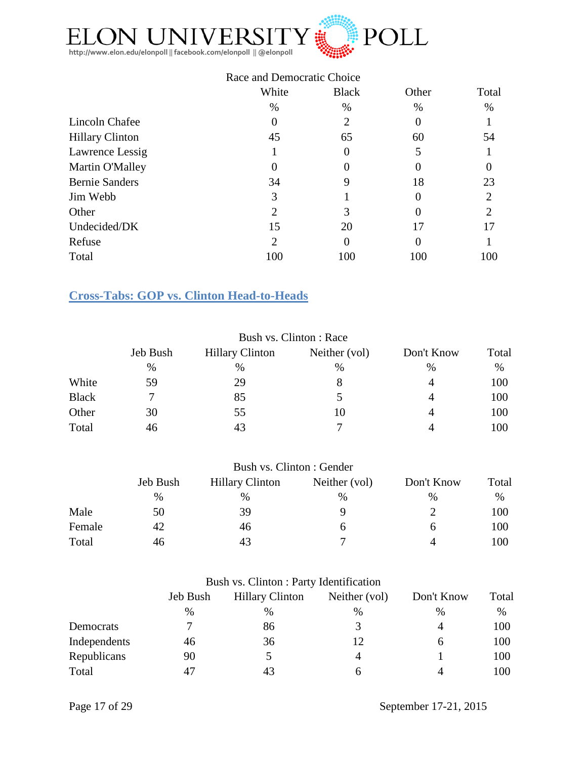| Race and Democratic Choice | | | | |
|---|---|---|---|---|
| | White | Black | Other | Total |
| | % | % | % | % |
| Lincoln Chafee | 0 | 2 | 0 | 1 |
| Hillary Clinton | 45 | 65 | 60 | 54 |
| Lawrence Lessig | 1 | 0 | 5 | 1 |
| Martin O'Malley | 0 | 0 | 0 | 0 |
| Bernie Sanders | 34 | 9 | 18 | 23 |
| Jim Webb | 3 | 1 | 0 | 2 |
| Other | 2 | 3 | 0 | 2 |
| Undecided/DK | 15 | 20 | 17 | 17 |
| Refuse | 2 | 0 | 0 | 1 |
| Total | 100 | 100 | 100 | 100 |

## Cross-Tabs: GOP vs. Clinton Head-to-Heads

| Bush vs. Clinton : Race | | | | | |
|---|---|---|---|---|---|
| | Jeb Bush | Hillary Clinton | Neither (vol) | Don't Know | Total |
| | % | % | % | % | % |
| White | 59 | 29 | 8 | 4 | 100 |
| Black | 7 | 85 | 5 | 4 | 100 |
| Other | 30 | 55 | 10 | 4 | 100 |
| Total | 46 | 43 | 7 | 4 | 100 |

| Bush vs. Clinton : Gender | | | | | |
|---|---|---|---|---|---|
| | Jeb Bush | Hillary Clinton | Neither (vol) | Don't Know | Total |
| | % | % | % | % | % |
| Male | 50 | 39 | 9 | 2 | 100 |
| Female | 42 | 46 | 6 | 6 | 100 |
| Total | 46 | 43 | 7 | 4 | 100 |

| Bush vs. Clinton : Party Identification | | | | | |
|---|---|---|---|---|---|
| | Jeb Bush | Hillary Clinton | Neither (vol) | Don't Know | Total |
| | % | % | % | % | % |
| Democrats | 7 | 86 | 3 | 4 | 100 |
| Independents | 46 | 36 | 12 | 6 | 100 |
| Republicans | 90 | 5 | 4 | 1 | 100 |
| Total | 47 | 43 | 6 | 4 | 100 |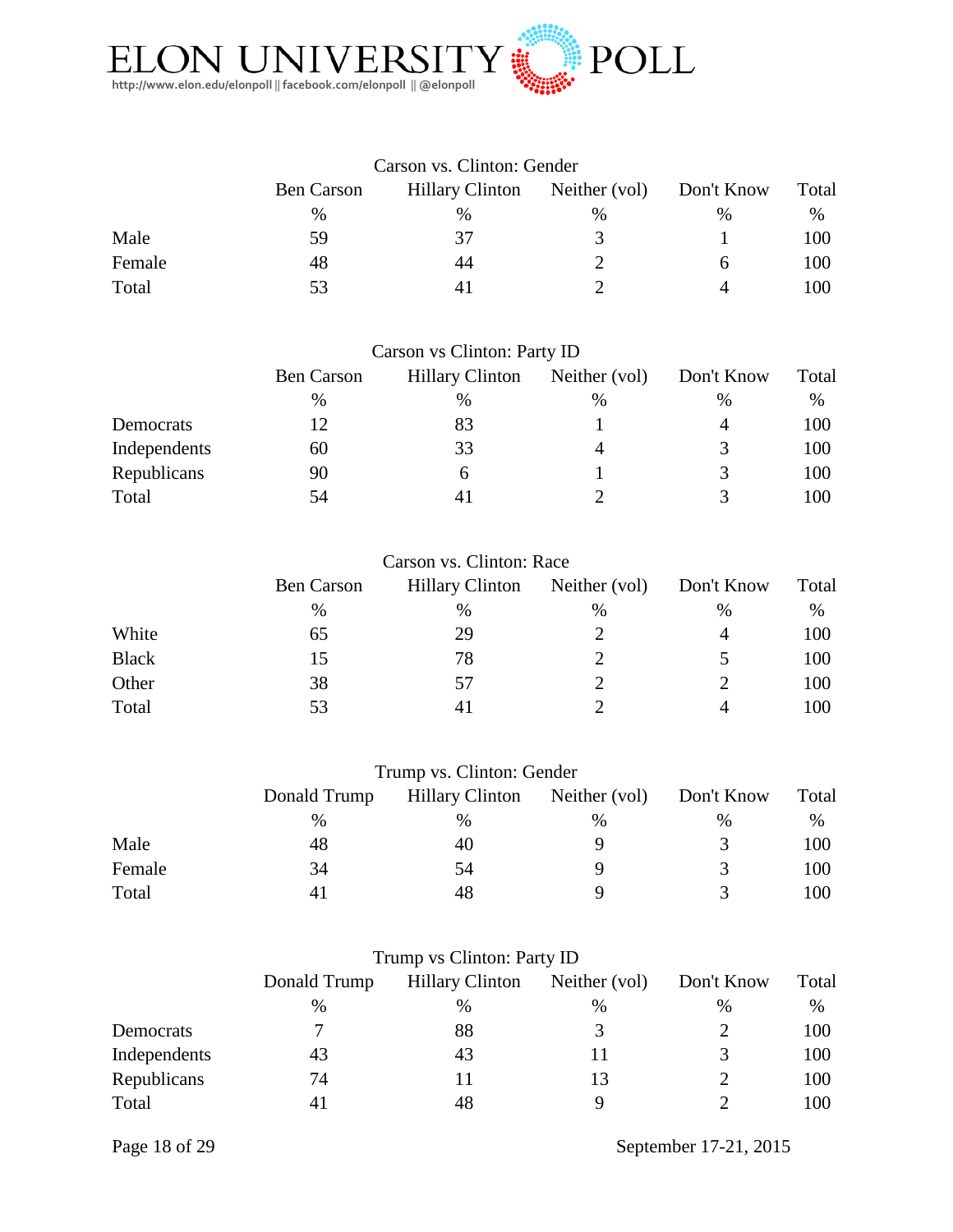### Carson vs. Clinton: Gender

| | Ben Carson | Hillary Clinton | Neither (vol) | Don't Know | Total |
|---|---|---|---|---|---|
| | % | % | % | % | % |
| Male | 59 | 37 | 3 | 1 | 100 |
| Female | 48 | 44 | 2 | 6 | 100 |
| Total | 53 | 41 | 2 | 4 | 100 |

### Carson vs Clinton: Party ID

| | Ben Carson | Hillary Clinton | Neither (vol) | Don't Know | Total |
|---|---|---|---|---|---|
| | % | % | % | % | % |
| Democrats | 12 | 83 | 1 | 4 | 100 |
| Independents | 60 | 33 | 4 | 3 | 100 |
| Republicans | 90 | 6 | 1 | 3 | 100 |
| Total | 54 | 41 | 2 | 3 | 100 |

### Carson vs. Clinton: Race

| | Ben Carson | Hillary Clinton | Neither (vol) | Don't Know | Total |
|---|---|---|---|---|---|
| | % | % | % | % | % |
| White | 65 | 29 | 2 | 4 | 100 |
| Black | 15 | 78 | 2 | 5 | 100 |
| Other | 38 | 57 | 2 | 2 | 100 |
| Total | 53 | 41 | 2 | 4 | 100 |

### Trump vs. Clinton: Gender

| | Donald Trump | Hillary Clinton | Neither (vol) | Don't Know | Total |
|---|---|---|---|---|---|
| | % | % | % | % | % |
| Male | 48 | 40 | 9 | 3 | 100 |
| Female | 34 | 54 | 9 | 3 | 100 |
| Total | 41 | 48 | 9 | 3 | 100 |

### Trump vs Clinton: Party ID

| | Donald Trump | Hillary Clinton | Neither (vol) | Don't Know | Total |
|---|---|---|---|---|---|
| | % | % | % | % | % |
| Democrats | 7 | 88 | 3 | 2 | 100 |
| Independents | 43 | 43 | 11 | 3 | 100 |
| Republicans | 74 | 11 | 13 | 2 | 100 |
| Total | 41 | 48 | 9 | 2 | 100 |

September 17-21, 2015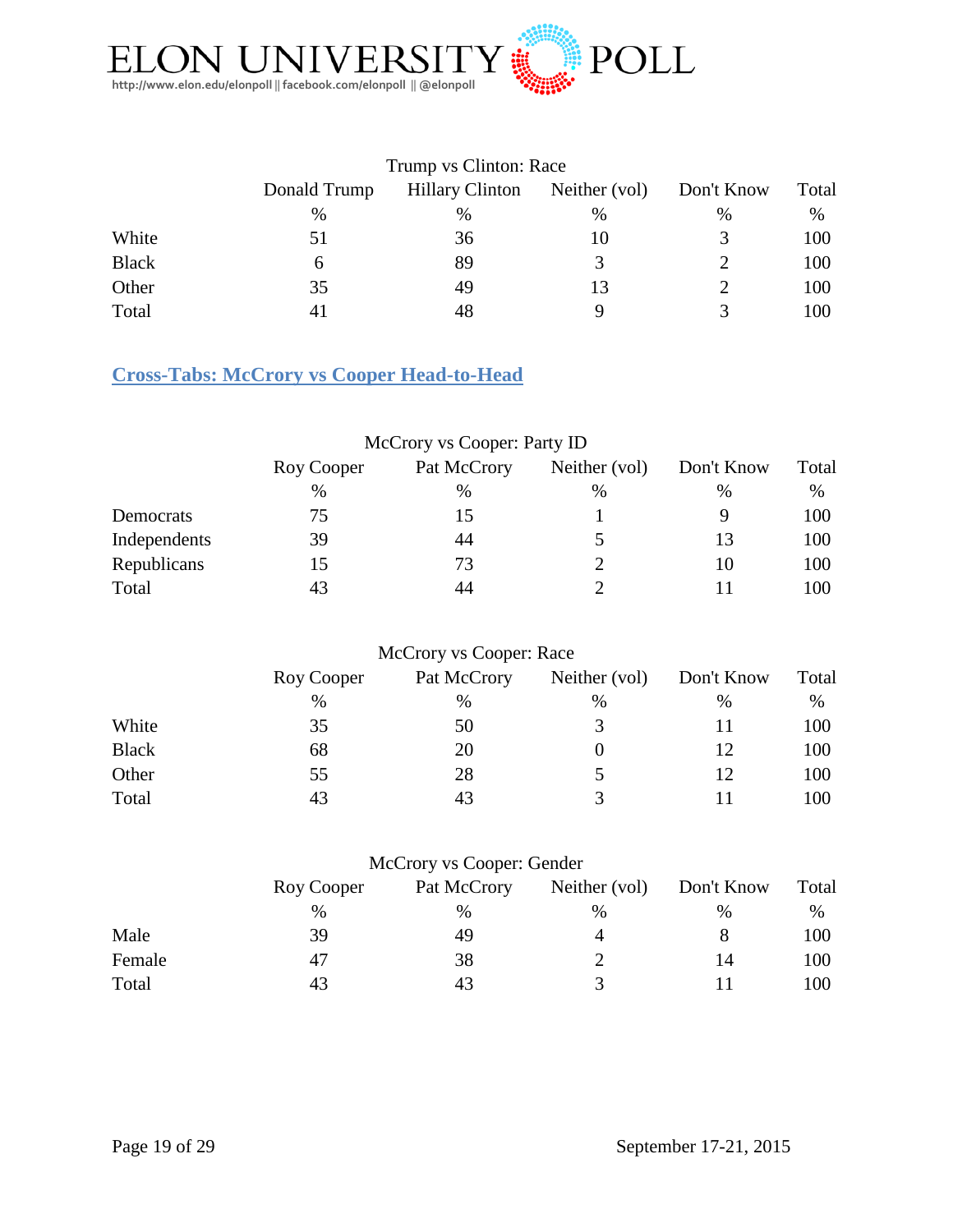Trump vs Clinton: Race

| | Donald Trump | Hillary Clinton | Neither (vol) | Don't Know | Total |
|---|---|---|---|---|---|
| | % | % | % | % | % |
| White | 51 | 36 | 10 | 3 | 100 |
| Black | 6 | 89 | 3 | 2 | 100 |
| Other | 35 | 49 | 13 | 2 | 100 |
| Total | 41 | 48 | 9 | 3 | 100 |

## Cross-Tabs: McCrory vs Cooper Head-to-Head

McCrory vs Cooper: Party ID

| | Roy Cooper | Pat McCrory | Neither (vol) | Don't Know | Total |
|---|---|---|---|---|---|
| | % | % | % | % | % |
| Democrats | 75 | 15 | 1 | 9 | 100 |
| Independents | 39 | 44 | 5 | 13 | 100 |
| Republicans | 15 | 73 | 2 | 10 | 100 |
| Total | 43 | 44 | 2 | 11 | 100 |

McCrory vs Cooper: Race

| | Roy Cooper | Pat McCrory | Neither (vol) | Don't Know | Total |
|---|---|---|---|---|---|
| | % | % | % | % | % |
| White | 35 | 50 | 3 | 11 | 100 |
| Black | 68 | 20 | 0 | 12 | 100 |
| Other | 55 | 28 | 5 | 12 | 100 |
| Total | 43 | 43 | 3 | 11 | 100 |

McCrory vs Cooper: Gender

| | Roy Cooper | Pat McCrory | Neither (vol) | Don't Know | Total |
|---|---|---|---|---|---|
| | % | % | % | % | % |
| Male | 39 | 49 | 4 | 8 | 100 |
| Female | 47 | 38 | 2 | 14 | 100 |
| Total | 43 | 43 | 3 | 11 | 100 |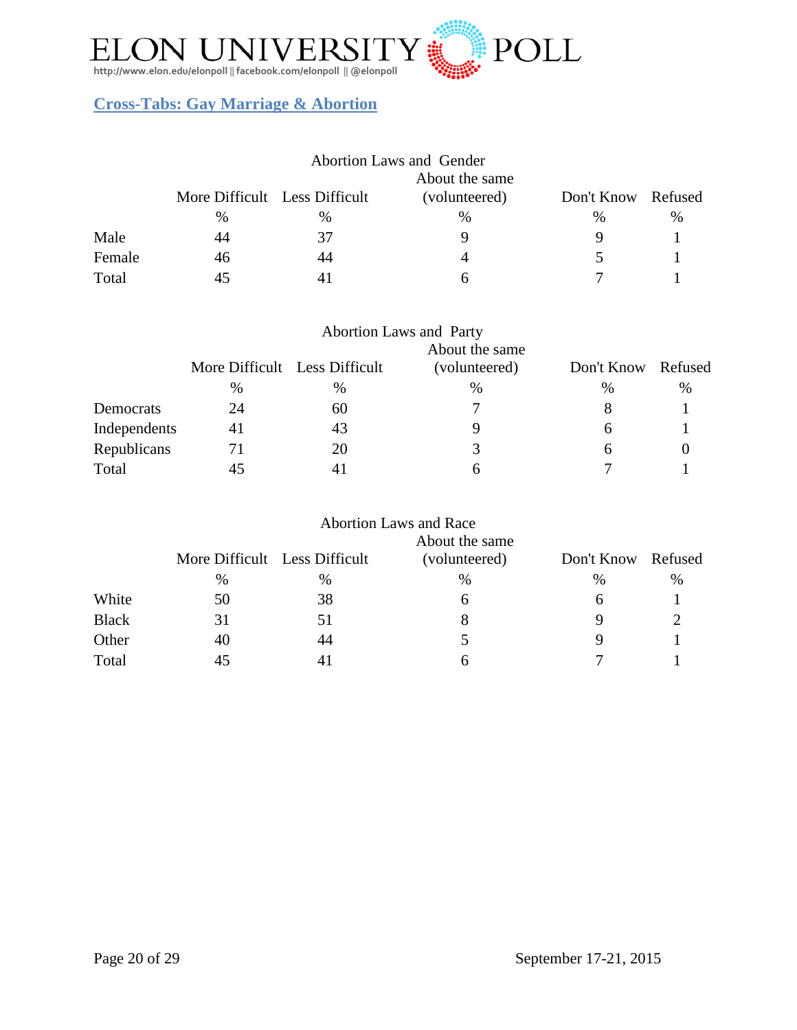# ELON UNIVERSITY POLL

http://www.elon.edu/elonpoll || facebook.com/elonpoll || @elonpoll

## Cross-Tabs: Gay Marriage & Abortion

### Abortion Laws and Gender

| | More Difficult | Less Difficult | About the same (volunteered) | Don't Know | Refused |
|---|---|---|---|---|---|
| | % | % | % | % | % |
| Male | 44 | 37 | 9 | 9 | 1 |
| Female | 46 | 44 | 4 | 5 | 1 |
| Total | 45 | 41 | 6 | 7 | 1 |

### Abortion Laws and Party

| | More Difficult | Less Difficult | About the same (volunteered) | Don't Know | Refused |
|---|---|---|---|---|---|
| | % | % | % | % | % |
| Democrats | 24 | 60 | 7 | 8 | 1 |
| Independents | 41 | 43 | 9 | 6 | 1 |
| Republicans | 71 | 20 | 3 | 6 | 0 |
| Total | 45 | 41 | 6 | 7 | 1 |

### Abortion Laws and Race

| | More Difficult | Less Difficult | About the same (volunteered) | Don't Know | Refused |
|---|---|---|---|---|---|
| | % | % | % | % | % |
| White | 50 | 38 | 6 | 6 | 1 |
| Black | 31 | 51 | 8 | 9 | 2 |
| Other | 40 | 44 | 5 | 9 | 1 |
| Total | 45 | 41 | 6 | 7 | 1 |

September 17-21, 2015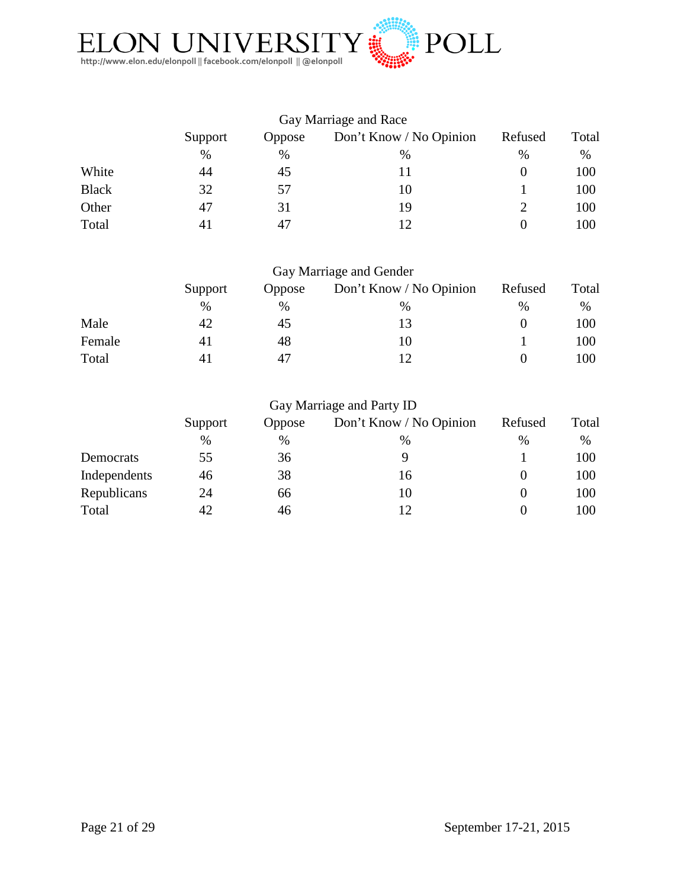### Gay Marriage and Race

| | Support | Oppose | Don't Know / No Opinion | Refused | Total |
|---|---|---|---|---|---|
| | % | % | % | % | % |
| White | 44 | 45 | 11 | 0 | 100 |
| Black | 32 | 57 | 10 | 1 | 100 |
| Other | 47 | 31 | 19 | 2 | 100 |
| Total | 41 | 47 | 12 | 0 | 100 |

### Gay Marriage and Gender

| | Support | Oppose | Don't Know / No Opinion | Refused | Total |
|---|---|---|---|---|---|
| | % | % | % | % | % |
| Male | 42 | 45 | 13 | 0 | 100 |
| Female | 41 | 48 | 10 | 1 | 100 |
| Total | 41 | 47 | 12 | 0 | 100 |

### Gay Marriage and Party ID

| | Support | Oppose | Don't Know / No Opinion | Refused | Total |
|---|---|---|---|---|---|
| | % | % | % | % | % |
| Democrats | 55 | 36 | 9 | 1 | 100 |
| Independents | 46 | 38 | 16 | 0 | 100 |
| Republicans | 24 | 66 | 10 | 0 | 100 |
| Total | 42 | 46 | 12 | 0 | 100 |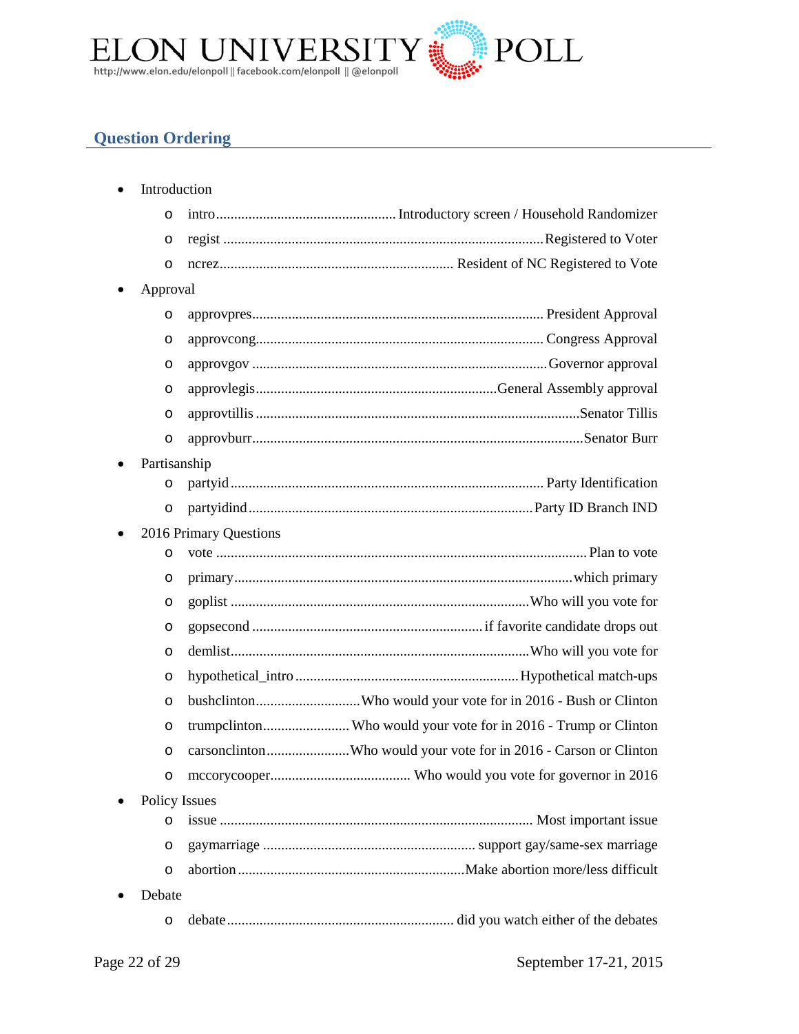## Question Ordering

- Introduction
  - intro ........ Introductory screen / Household Randomizer
  - regist ........ Registered to Voter
  - ncrez ........ Resident of NC Registered to Vote
- Approval
  - approvpres ........ President Approval
  - approvcong ........ Congress Approval
  - approvgov ........ Governor approval
  - approvlegis ........ General Assembly approval
  - approvtillis ........ Senator Tillis
  - approvburr ........ Senator Burr
- Partisanship
  - partyid ........ Party Identification
  - partyidind ........ Party ID Branch IND
- 2016 Primary Questions
  - vote ........ Plan to vote
  - primary ........ which primary
  - goplist ........ Who will you vote for
  - gopsecond ........ if favorite candidate drops out
  - demlist ........ Who will you vote for
  - hypothetical_intro ........ Hypothetical match-ups
  - bushclinton ........ Who would your vote for in 2016 - Bush or Clinton
  - trumpclinton ........ Who would your vote for in 2016 - Trump or Clinton
  - carsonclinton ........ Who would your vote for in 2016 - Carson or Clinton
  - mccorycooper ........ Who would you vote for governor in 2016
- Policy Issues
  - issue ........ Most important issue
  - gaymarriage ........ support gay/same-sex marriage
  - abortion ........ Make abortion more/less difficult
- Debate
  - debate ........ did you watch either of the debates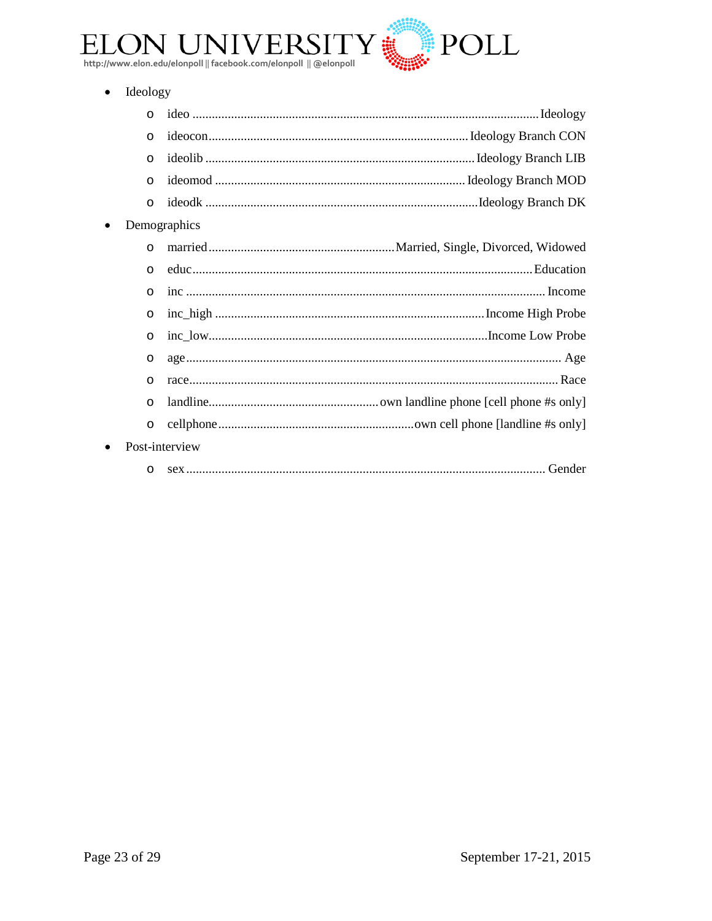- Ideology
  - ideo ........................................................................................................ Ideology
  - ideocon ................................................................................ Ideology Branch CON
  - ideolib .................................................................................. Ideology Branch LIB
  - ideomod ............................................................................ Ideology Branch MOD
  - ideodk .................................................................................... Ideology Branch DK
- Demographics
  - married ......................................................... Married, Single, Divorced, Widowed
  - educ ....................................................................................................... Education
  - inc ............................................................................................................ Income
  - inc_high .................................................................................. Income High Probe
  - inc_low .................................................................................... Income Low Probe
  - age ................................................................................................................. Age
  - race ............................................................................................................... Race
  - landline .................................................... own landline phone [cell phone #s only]
  - cellphone ............................................................ own cell phone [landline #s only]
- Post-interview
  - sex ............................................................................................................. Gender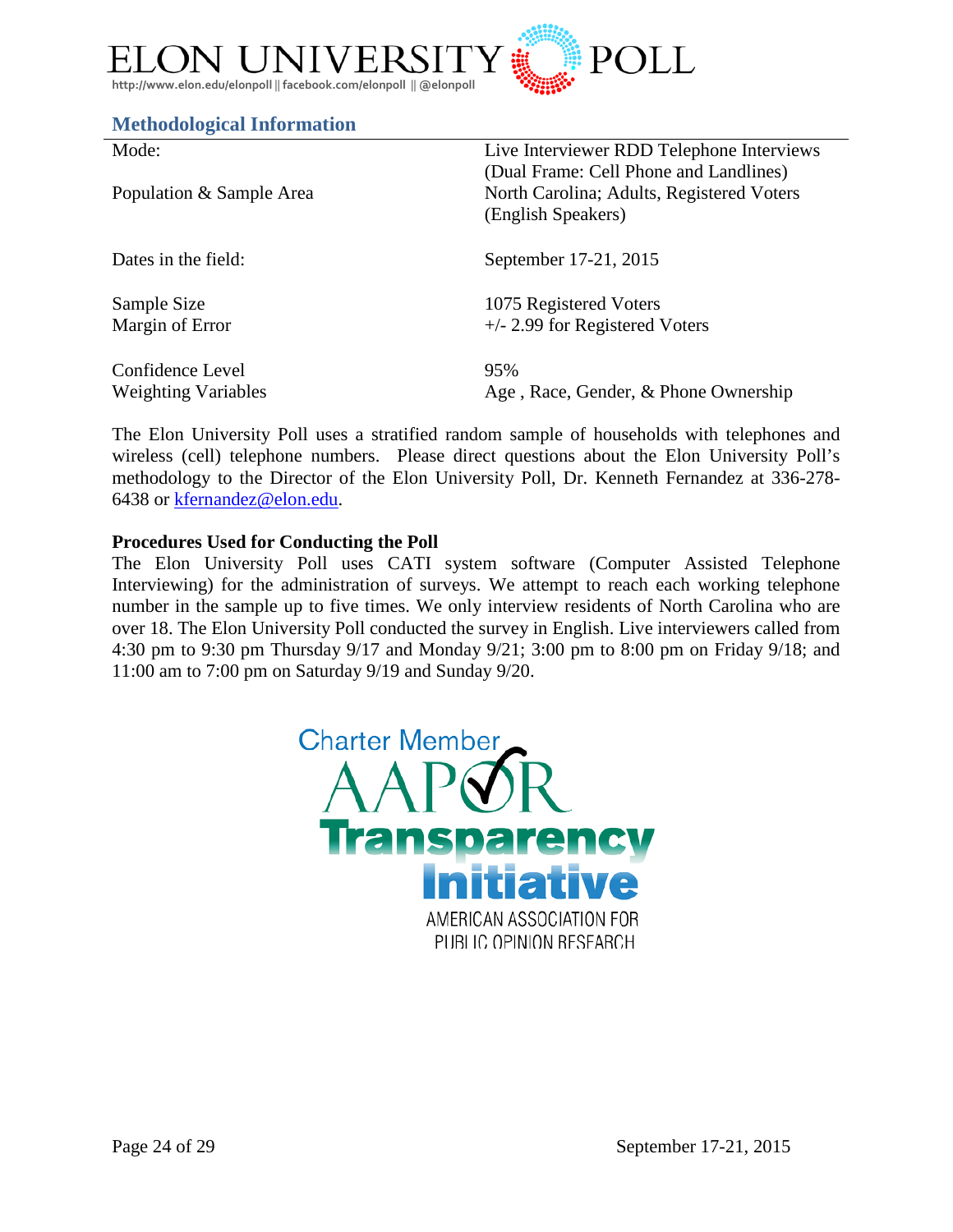## Methodological Information

| | |
|---|---|
| Mode: | Live Interviewer RDD Telephone Interviews (Dual Frame: Cell Phone and Landlines) |
| Population & Sample Area | North Carolina; Adults, Registered Voters (English Speakers) |
| Dates in the field: | September 17-21, 2015 |
| Sample Size | 1075 Registered Voters |
| Margin of Error | +/- 2.99 for Registered Voters |
| Confidence Level | 95% |
| Weighting Variables | Age , Race, Gender, & Phone Ownership |

The Elon University Poll uses a stratified random sample of households with telephones and wireless (cell) telephone numbers. Please direct questions about the Elon University Poll's methodology to the Director of the Elon University Poll, Dr. Kenneth Fernandez at 336-278-6438 or kfernandez@elon.edu.

**Procedures Used for Conducting the Poll**

The Elon University Poll uses CATI system software (Computer Assisted Telephone Interviewing) for the administration of surveys. We attempt to reach each working telephone number in the sample up to five times. We only interview residents of North Carolina who are over 18. The Elon University Poll conducted the survey in English. Live interviewers called from 4:30 pm to 9:30 pm Thursday 9/17 and Monday 9/21; 3:00 pm to 8:00 pm on Friday 9/18; and 11:00 am to 7:00 pm on Saturday 9/19 and Sunday 9/20.

Charter Member AAPOR Transparency Initiative

AMERICAN ASSOCIATION FOR PUBLIC OPINION RESEARCH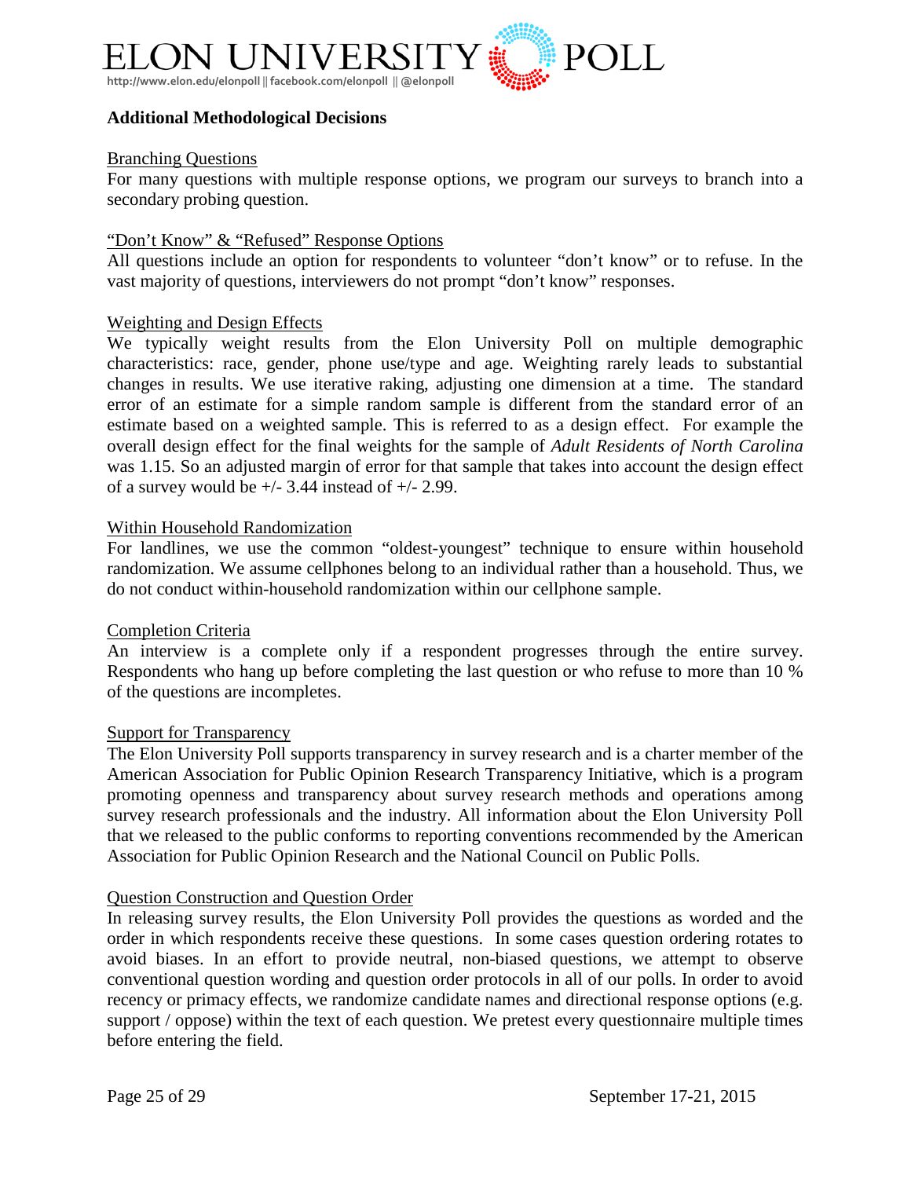## Additional Methodological Decisions

Branching Questions

For many questions with multiple response options, we program our surveys to branch into a secondary probing question.

"Don't Know" & "Refused" Response Options

All questions include an option for respondents to volunteer "don't know" or to refuse. In the vast majority of questions, interviewers do not prompt "don't know" responses.

Weighting and Design Effects

We typically weight results from the Elon University Poll on multiple demographic characteristics: race, gender, phone use/type and age. Weighting rarely leads to substantial changes in results. We use iterative raking, adjusting one dimension at a time. The standard error of an estimate for a simple random sample is different from the standard error of an estimate based on a weighted sample. This is referred to as a design effect. For example the overall design effect for the final weights for the sample of *Adult Residents of North Carolina* was 1.15. So an adjusted margin of error for that sample that takes into account the design effect of a survey would be +/- 3.44 instead of +/- 2.99.

Within Household Randomization

For landlines, we use the common "oldest-youngest" technique to ensure within household randomization. We assume cellphones belong to an individual rather than a household. Thus, we do not conduct within-household randomization within our cellphone sample.

Completion Criteria

An interview is a complete only if a respondent progresses through the entire survey. Respondents who hang up before completing the last question or who refuse to more than 10 % of the questions are incompletes.

Support for Transparency

The Elon University Poll supports transparency in survey research and is a charter member of the American Association for Public Opinion Research Transparency Initiative, which is a program promoting openness and transparency about survey research methods and operations among survey research professionals and the industry. All information about the Elon University Poll that we released to the public conforms to reporting conventions recommended by the American Association for Public Opinion Research and the National Council on Public Polls.

Question Construction and Question Order

In releasing survey results, the Elon University Poll provides the questions as worded and the order in which respondents receive these questions. In some cases question ordering rotates to avoid biases. In an effort to provide neutral, non-biased questions, we attempt to observe conventional question wording and question order protocols in all of our polls. In order to avoid recency or primacy effects, we randomize candidate names and directional response options (e.g. support / oppose) within the text of each question. We pretest every questionnaire multiple times before entering the field.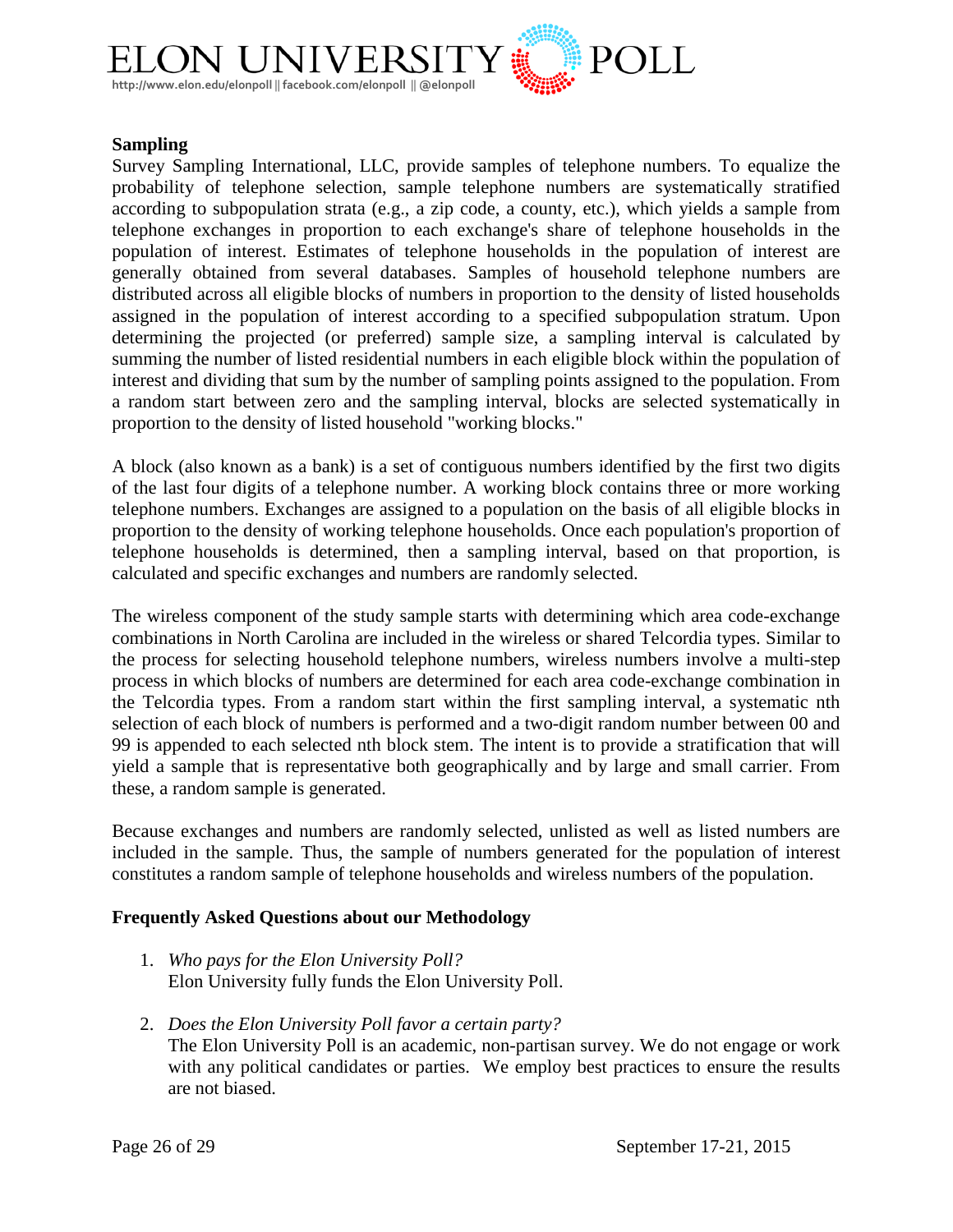**Sampling**

Survey Sampling International, LLC, provide samples of telephone numbers. To equalize the probability of telephone selection, sample telephone numbers are systematically stratified according to subpopulation strata (e.g., a zip code, a county, etc.), which yields a sample from telephone exchanges in proportion to each exchange's share of telephone households in the population of interest. Estimates of telephone households in the population of interest are generally obtained from several databases. Samples of household telephone numbers are distributed across all eligible blocks of numbers in proportion to the density of listed households assigned in the population of interest according to a specified subpopulation stratum. Upon determining the projected (or preferred) sample size, a sampling interval is calculated by summing the number of listed residential numbers in each eligible block within the population of interest and dividing that sum by the number of sampling points assigned to the population. From a random start between zero and the sampling interval, blocks are selected systematically in proportion to the density of listed household "working blocks."

A block (also known as a bank) is a set of contiguous numbers identified by the first two digits of the last four digits of a telephone number. A working block contains three or more working telephone numbers. Exchanges are assigned to a population on the basis of all eligible blocks in proportion to the density of working telephone households. Once each population's proportion of telephone households is determined, then a sampling interval, based on that proportion, is calculated and specific exchanges and numbers are randomly selected.

The wireless component of the study sample starts with determining which area code-exchange combinations in North Carolina are included in the wireless or shared Telcordia types. Similar to the process for selecting household telephone numbers, wireless numbers involve a multi-step process in which blocks of numbers are determined for each area code-exchange combination in the Telcordia types. From a random start within the first sampling interval, a systematic nth selection of each block of numbers is performed and a two-digit random number between 00 and 99 is appended to each selected nth block stem. The intent is to provide a stratification that will yield a sample that is representative both geographically and by large and small carrier. From these, a random sample is generated.

Because exchanges and numbers are randomly selected, unlisted as well as listed numbers are included in the sample. Thus, the sample of numbers generated for the population of interest constitutes a random sample of telephone households and wireless numbers of the population.

**Frequently Asked Questions about our Methodology**

1. *Who pays for the Elon University Poll?*
   Elon University fully funds the Elon University Poll.

2. *Does the Elon University Poll favor a certain party?*
   The Elon University Poll is an academic, non-partisan survey. We do not engage or work with any political candidates or parties. We employ best practices to ensure the results are not biased.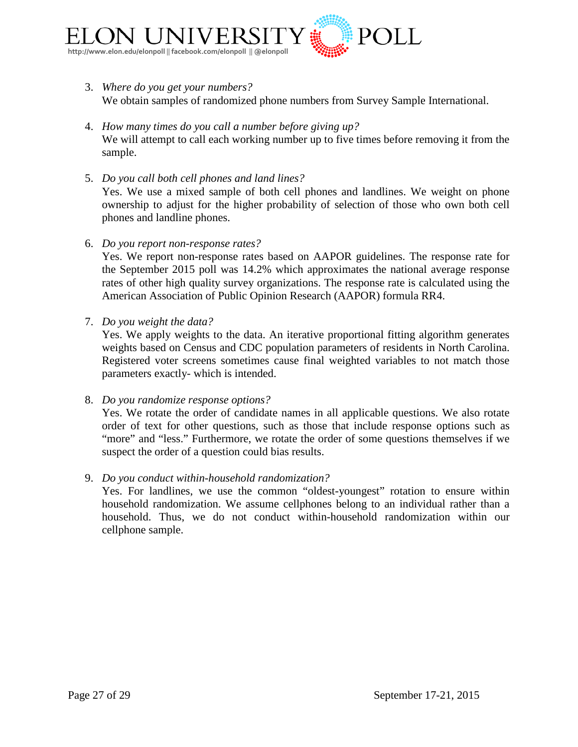3. *Where do you get your numbers?*
   We obtain samples of randomized phone numbers from Survey Sample International.

4. *How many times do you call a number before giving up?*
   We will attempt to call each working number up to five times before removing it from the sample.

5. *Do you call both cell phones and land lines?*
   Yes. We use a mixed sample of both cell phones and landlines. We weight on phone ownership to adjust for the higher probability of selection of those who own both cell phones and landline phones.

6. *Do you report non-response rates?*
   Yes. We report non-response rates based on AAPOR guidelines. The response rate for the September 2015 poll was 14.2% which approximates the national average response rates of other high quality survey organizations. The response rate is calculated using the American Association of Public Opinion Research (AAPOR) formula RR4.

7. *Do you weight the data?*
   Yes. We apply weights to the data. An iterative proportional fitting algorithm generates weights based on Census and CDC population parameters of residents in North Carolina. Registered voter screens sometimes cause final weighted variables to not match those parameters exactly- which is intended.

8. *Do you randomize response options?*
   Yes. We rotate the order of candidate names in all applicable questions. We also rotate order of text for other questions, such as those that include response options such as "more" and "less." Furthermore, we rotate the order of some questions themselves if we suspect the order of a question could bias results.

9. *Do you conduct within-household randomization?*
   Yes. For landlines, we use the common "oldest-youngest" rotation to ensure within household randomization. We assume cellphones belong to an individual rather than a household. Thus, we do not conduct within-household randomization within our cellphone sample.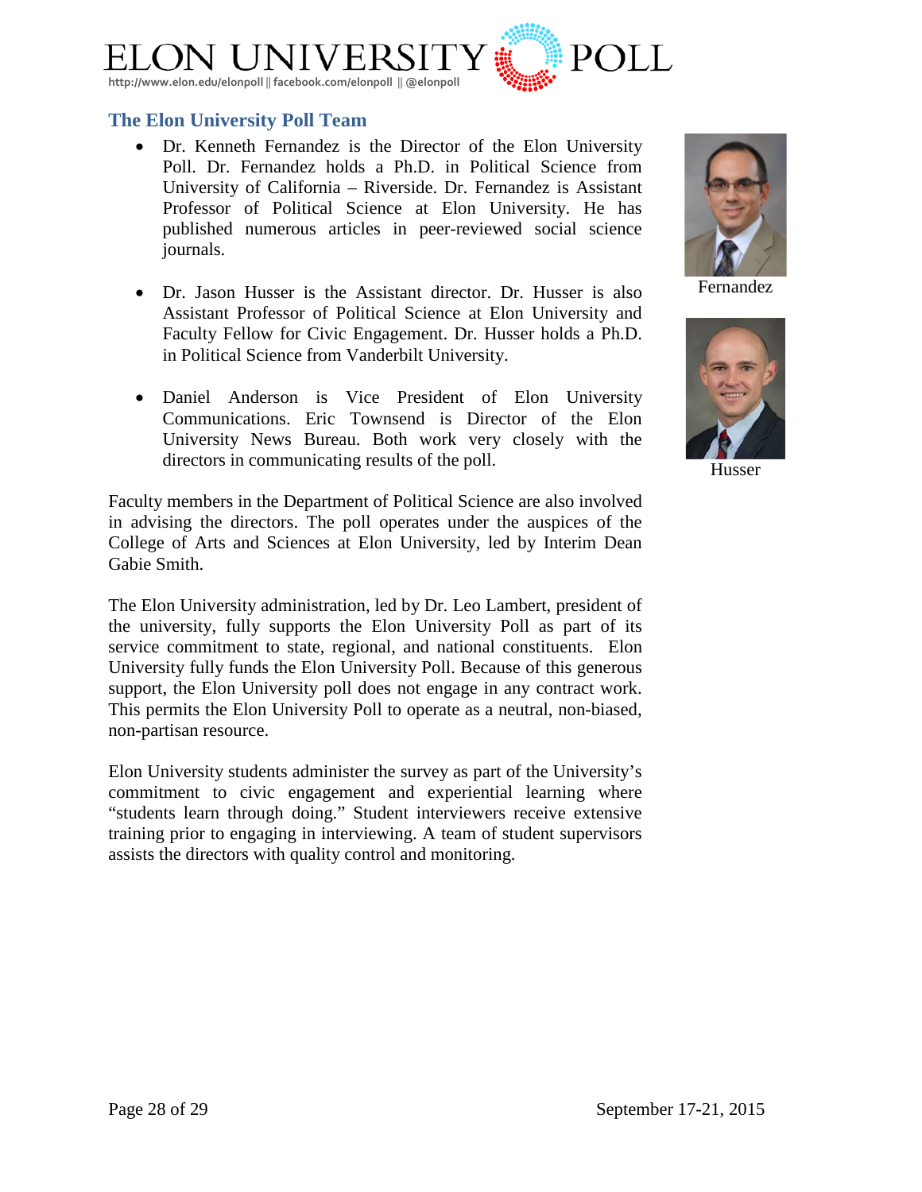## The Elon University Poll Team

- Dr. Kenneth Fernandez is the Director of the Elon University Poll. Dr. Fernandez holds a Ph.D. in Political Science from University of California – Riverside. Dr. Fernandez is Assistant Professor of Political Science at Elon University. He has published numerous articles in peer-reviewed social science journals.

- Dr. Jason Husser is the Assistant director. Dr. Husser is also Assistant Professor of Political Science at Elon University and Faculty Fellow for Civic Engagement. Dr. Husser holds a Ph.D. in Political Science from Vanderbilt University.

- Daniel Anderson is Vice President of Elon University Communications. Eric Townsend is Director of the Elon University News Bureau. Both work very closely with the directors in communicating results of the poll.

Fernandez

Husser

Faculty members in the Department of Political Science are also involved in advising the directors. The poll operates under the auspices of the College of Arts and Sciences at Elon University, led by Interim Dean Gabie Smith.

The Elon University administration, led by Dr. Leo Lambert, president of the university, fully supports the Elon University Poll as part of its service commitment to state, regional, and national constituents. Elon University fully funds the Elon University Poll. Because of this generous support, the Elon University poll does not engage in any contract work. This permits the Elon University Poll to operate as a neutral, non-biased, non-partisan resource.

Elon University students administer the survey as part of the University's commitment to civic engagement and experiential learning where "students learn through doing." Student interviewers receive extensive training prior to engaging in interviewing. A team of student supervisors assists the directors with quality control and monitoring.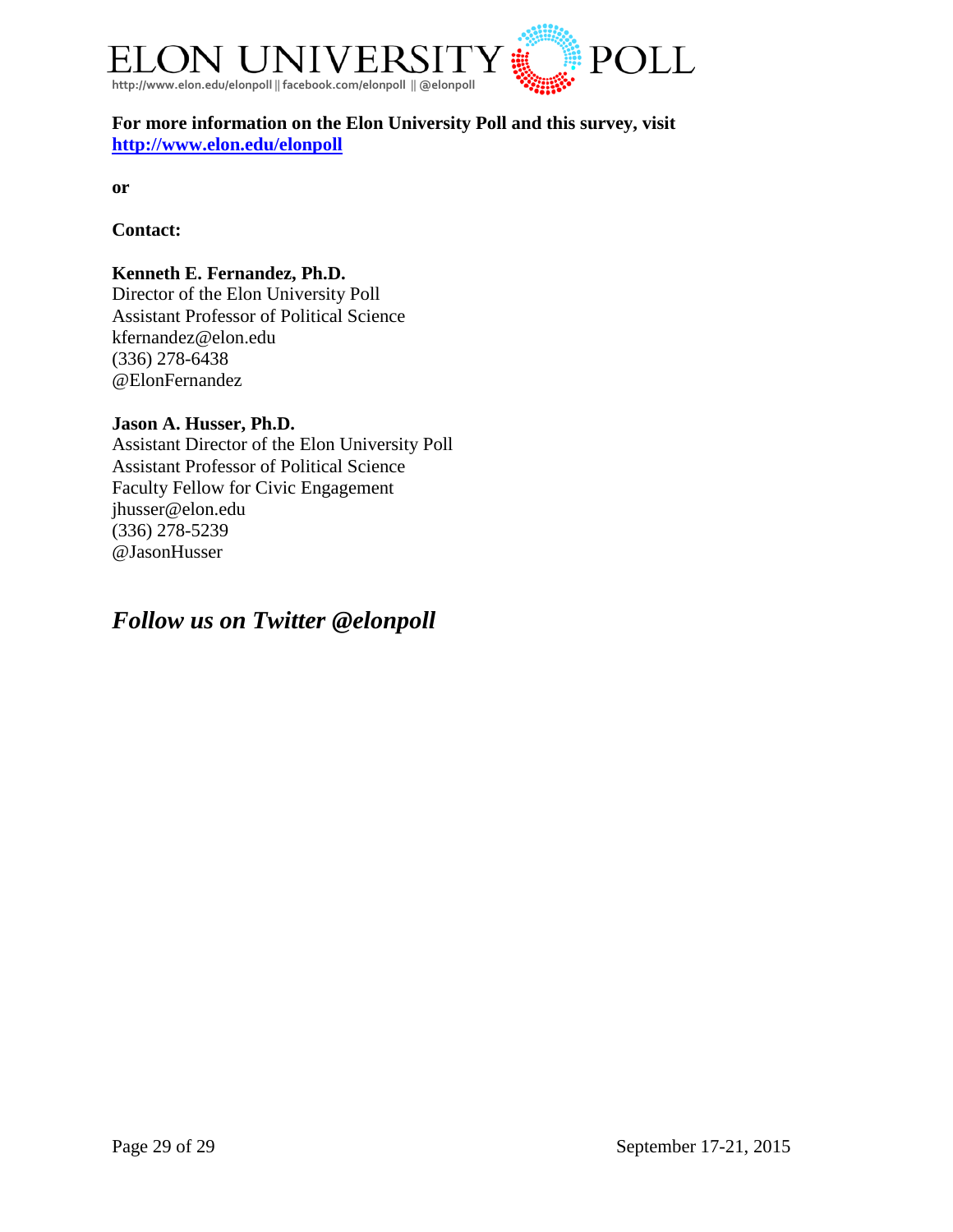**For more information on the Elon University Poll and this survey, visit**
**[http://www.elon.edu/elonpoll](http://www.elon.edu/elonpoll)**

**or**

**Contact:**

**Kenneth E. Fernandez, Ph.D.**
Director of the Elon University Poll
Assistant Professor of Political Science
kfernandez@elon.edu
(336) 278-6438
@ElonFernandez

**Jason A. Husser, Ph.D.**
Assistant Director of the Elon University Poll
Assistant Professor of Political Science
Faculty Fellow for Civic Engagement
jhusser@elon.edu
(336) 278-5239
@JasonHusser

## ***Follow us on Twitter @elonpoll***